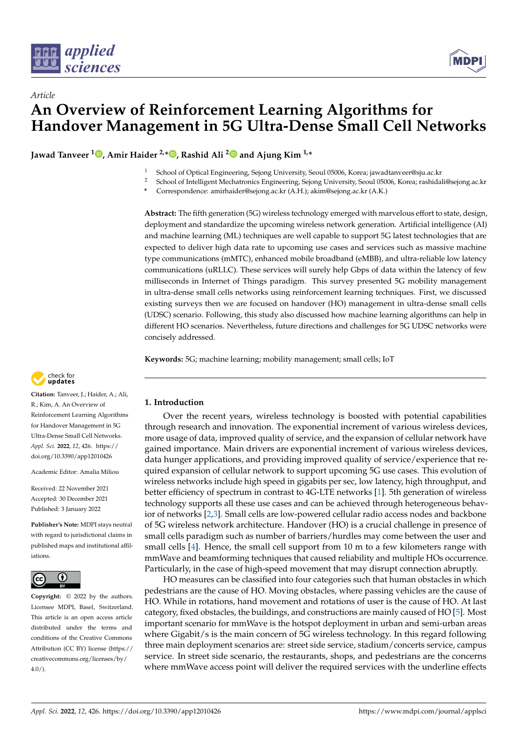*Article*

# An Overview of Reinforcement Learning Algorithms for Handover Management in 5G Ultra-Dense Small Cell Networks

**Jawad Tanveer [1], Amir Haider [2,*], Rashid Ali [2] and Ajung Kim [1,*]**

[1] School of Optical Engineering, Sejong University, Seoul 05006, Korea; jawadtanveer@sju.ac.kr
[2] School of Intelligent Mechatronics Engineering, Sejong University, Seoul 05006, Korea; rashidali@sejong.ac.kr
* Correspondence: amirhaider@sejong.ac.kr (A.H.); akim@sejong.ac.kr (A.K.)

**Abstract:** The fifth generation (5G) wireless technology emerged with marvelous effort to state, design, deployment and standardize the upcoming wireless network generation. Artificial intelligence (AI) and machine learning (ML) techniques are well capable to support 5G latest technologies that are expected to deliver high data rate to upcoming use cases and services such as massive machine type communications (mMTC), enhanced mobile broadband (eMBB), and ultra-reliable low latency communications (uRLLC). These services will surely help Gbps of data within the latency of few milliseconds in Internet of Things paradigm. This survey presented 5G mobility management in ultra-dense small cells networks using reinforcement learning techniques. First, we discussed existing surveys then we are focused on handover (HO) management in ultra-dense small cells (UDSC) scenario. Following, this study also discussed how machine learning algorithms can help in different HO scenarios. Nevertheless, future directions and challenges for 5G UDSC networks were concisely addressed.

**Keywords:** 5G; machine learning; mobility management; small cells; IoT

**Citation:** Tanveer, J.; Haider, A.; Ali, R.; Kim, A. An Overview of Reinforcement Learning Algorithms for Handover Management in 5G Ultra-Dense Small Cell Networks. *Appl. Sci.* **2022**, *12*, 426. https://doi.org/10.3390/app12010426

Academic Editor: Amalia Miliou

Received: 22 November 2021
Accepted: 30 December 2021
Published: 3 January 2022

**Publisher's Note:** MDPI stays neutral with regard to jurisdictional claims in published maps and institutional affiliations.

**Copyright:** © 2022 by the authors. Licensee MDPI, Basel, Switzerland. This article is an open access article distributed under the terms and conditions of the Creative Commons Attribution (CC BY) license (https://creativecommons.org/licenses/by/4.0/).

## 1. Introduction

Over the recent years, wireless technology is boosted with potential capabilities through research and innovation. The exponential increment of various wireless devices, more usage of data, improved quality of service, and the expansion of cellular network have gained importance. Main drivers are exponential increment of various wireless devices, data hunger applications, and providing improved quality of service/experience that required expansion of cellular network to support upcoming 5G use cases. This evolution of wireless networks include high speed in gigabits per sec, low latency, high throughput, and better efficiency of spectrum in contrast to 4G-LTE networks [1]. 5th generation of wireless technology supports all these use cases and can be achieved through heterogeneous behavior of networks [2,3]. Small cells are low-powered cellular radio access nodes and backbone of 5G wireless network architecture. Handover (HO) is a crucial challenge in presence of small cells paradigm such as number of barriers/hurdles may come between the user and small cells [4]. Hence, the small cell support from 10 m to a few kilometers range with mmWave and beamforming techniques that caused reliability and multiple HOs occurrence. Particularly, in the case of high-speed movement that may disrupt connection abruptly.

HO measures can be classified into four categories such that human obstacles in which pedestrians are the cause of HO. Moving obstacles, where passing vehicles are the cause of HO. While in rotations, hand movement and rotations of user is the cause of HO. At last category, fixed obstacles, the buildings, and constructions are mainly caused of HO [5]. Most important scenario for mmWave is the hotspot deployment in urban and semi-urban areas where Gigabit/s is the main concern of 5G wireless technology. In this regard following three main deployment scenarios are: street side service, stadium/concerts service, campus service. In street side scenario, the restaurants, shops, and pedestrians are the concerns where mmWave access point will deliver the required services with the underline effects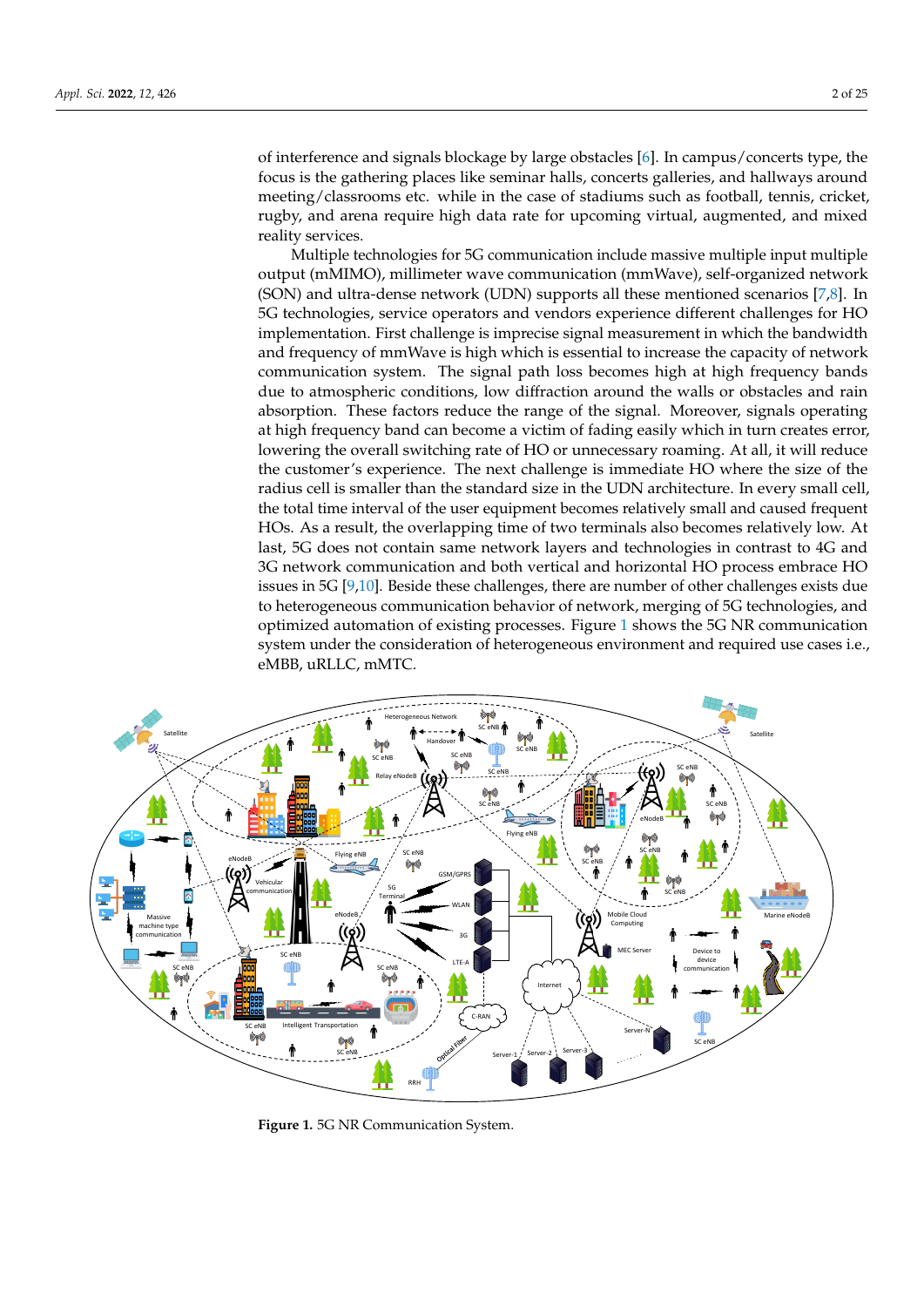of interference and signals blockage by large obstacles [6]. In campus/concerts type, the focus is the gathering places like seminar halls, concerts galleries, and hallways around meeting/classrooms etc. while in the case of stadiums such as football, tennis, cricket, rugby, and arena require high data rate for upcoming virtual, augmented, and mixed reality services.

Multiple technologies for 5G communication include massive multiple input multiple output (mMIMO), millimeter wave communication (mmWave), self-organized network (SON) and ultra-dense network (UDN) supports all these mentioned scenarios [7,8]. In 5G technologies, service operators and vendors experience different challenges for HO implementation. First challenge is imprecise signal measurement in which the bandwidth and frequency of mmWave is high which is essential to increase the capacity of network communication system. The signal path loss becomes high at high frequency bands due to atmospheric conditions, low diffraction around the walls or obstacles and rain absorption. These factors reduce the range of the signal. Moreover, signals operating at high frequency band can become a victim of fading easily which in turn creates error, lowering the overall switching rate of HO or unnecessary roaming. At all, it will reduce the customer's experience. The next challenge is immediate HO where the size of the radius cell is smaller than the standard size in the UDN architecture. In every small cell, the total time interval of the user equipment becomes relatively small and caused frequent HOs. As a result, the overlapping time of two terminals also becomes relatively low. At last, 5G does not contain same network layers and technologies in contrast to 4G and 3G network communication and both vertical and horizontal HO process embrace HO issues in 5G [9,10]. Beside these challenges, there are number of other challenges exists due to heterogeneous communication behavior of network, merging of 5G technologies, and optimized automation of existing processes. Figure 1 shows the 5G NR communication system under the consideration of heterogeneous environment and required use cases i.e., eMBB, uRLLC, mMTC.

**Figure 1.** 5G NR Communication System.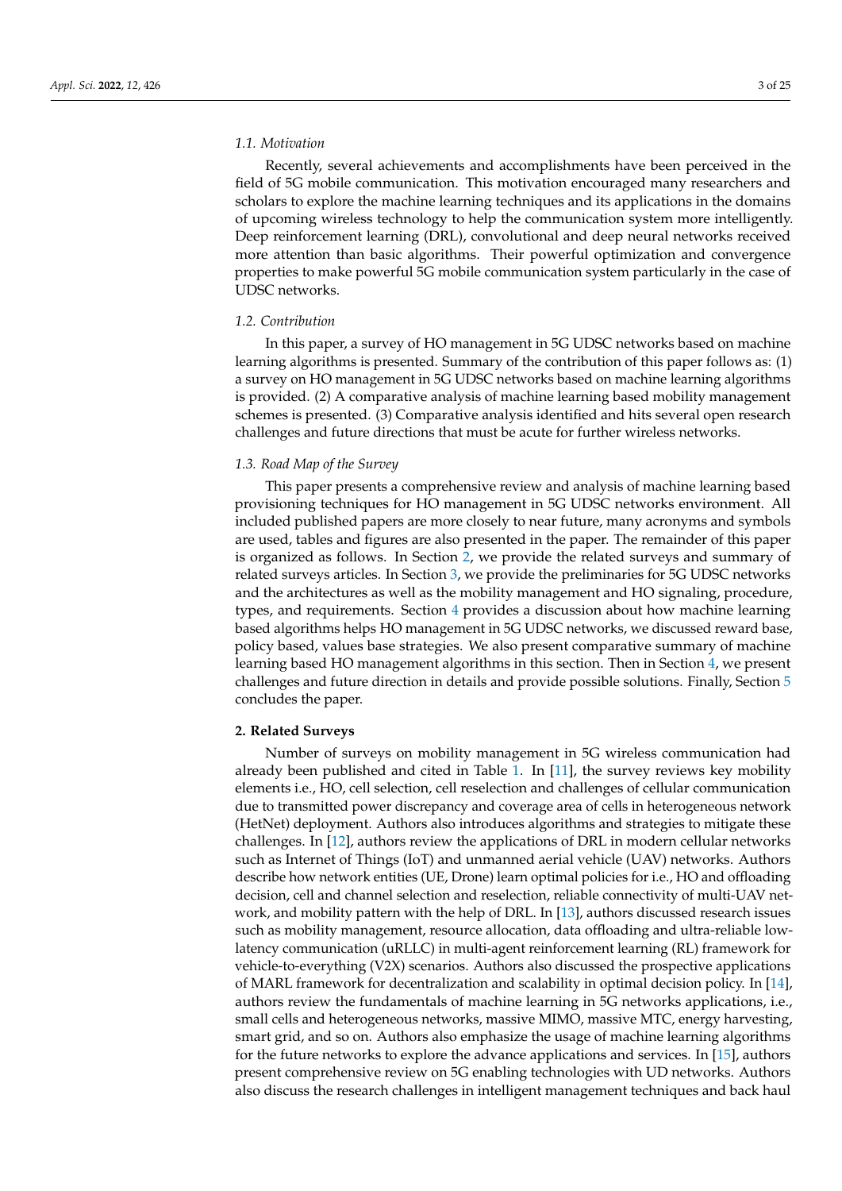### 1.1. Motivation

Recently, several achievements and accomplishments have been perceived in the field of 5G mobile communication. This motivation encouraged many researchers and scholars to explore the machine learning techniques and its applications in the domains of upcoming wireless technology to help the communication system more intelligently. Deep reinforcement learning (DRL), convolutional and deep neural networks received more attention than basic algorithms. Their powerful optimization and convergence properties to make powerful 5G mobile communication system particularly in the case of UDSC networks.

### 1.2. Contribution

In this paper, a survey of HO management in 5G UDSC networks based on machine learning algorithms is presented. Summary of the contribution of this paper follows as: (1) a survey on HO management in 5G UDSC networks based on machine learning algorithms is provided. (2) A comparative analysis of machine learning based mobility management schemes is presented. (3) Comparative analysis identified and hits several open research challenges and future directions that must be acute for further wireless networks.

### 1.3. Road Map of the Survey

This paper presents a comprehensive review and analysis of machine learning based provisioning techniques for HO management in 5G UDSC networks environment. All included published papers are more closely to near future, many acronyms and symbols are used, tables and figures are also presented in the paper. The remainder of this paper is organized as follows. In Section 2, we provide the related surveys and summary of related surveys articles. In Section 3, we provide the preliminaries for 5G UDSC networks and the architectures as well as the mobility management and HO signaling, procedure, types, and requirements. Section 4 provides a discussion about how machine learning based algorithms helps HO management in 5G UDSC networks, we discussed reward base, policy based, values base strategies. We also present comparative summary of machine learning based HO management algorithms in this section. Then in Section 4, we present challenges and future direction in details and provide possible solutions. Finally, Section 5 concludes the paper.

## 2. Related Surveys

Number of surveys on mobility management in 5G wireless communication had already been published and cited in Table 1. In [11], the survey reviews key mobility elements i.e., HO, cell selection, cell reselection and challenges of cellular communication due to transmitted power discrepancy and coverage area of cells in heterogeneous network (HetNet) deployment. Authors also introduces algorithms and strategies to mitigate these challenges. In [12], authors review the applications of DRL in modern cellular networks such as Internet of Things (IoT) and unmanned aerial vehicle (UAV) networks. Authors describe how network entities (UE, Drone) learn optimal policies for i.e., HO and offloading decision, cell and channel selection and reselection, reliable connectivity of multi-UAV network, and mobility pattern with the help of DRL. In [13], authors discussed research issues such as mobility management, resource allocation, data offloading and ultra-reliable low-latency communication (uRLLC) in multi-agent reinforcement learning (RL) framework for vehicle-to-everything (V2X) scenarios. Authors also discussed the prospective applications of MARL framework for decentralization and scalability in optimal decision policy. In [14], authors review the fundamentals of machine learning in 5G networks applications, i.e., small cells and heterogeneous networks, massive MIMO, massive MTC, energy harvesting, smart grid, and so on. Authors also emphasize the usage of machine learning algorithms for the future networks to explore the advance applications and services. In [15], authors present comprehensive review on 5G enabling technologies with UD networks. Authors also discuss the research challenges in intelligent management techniques and back haul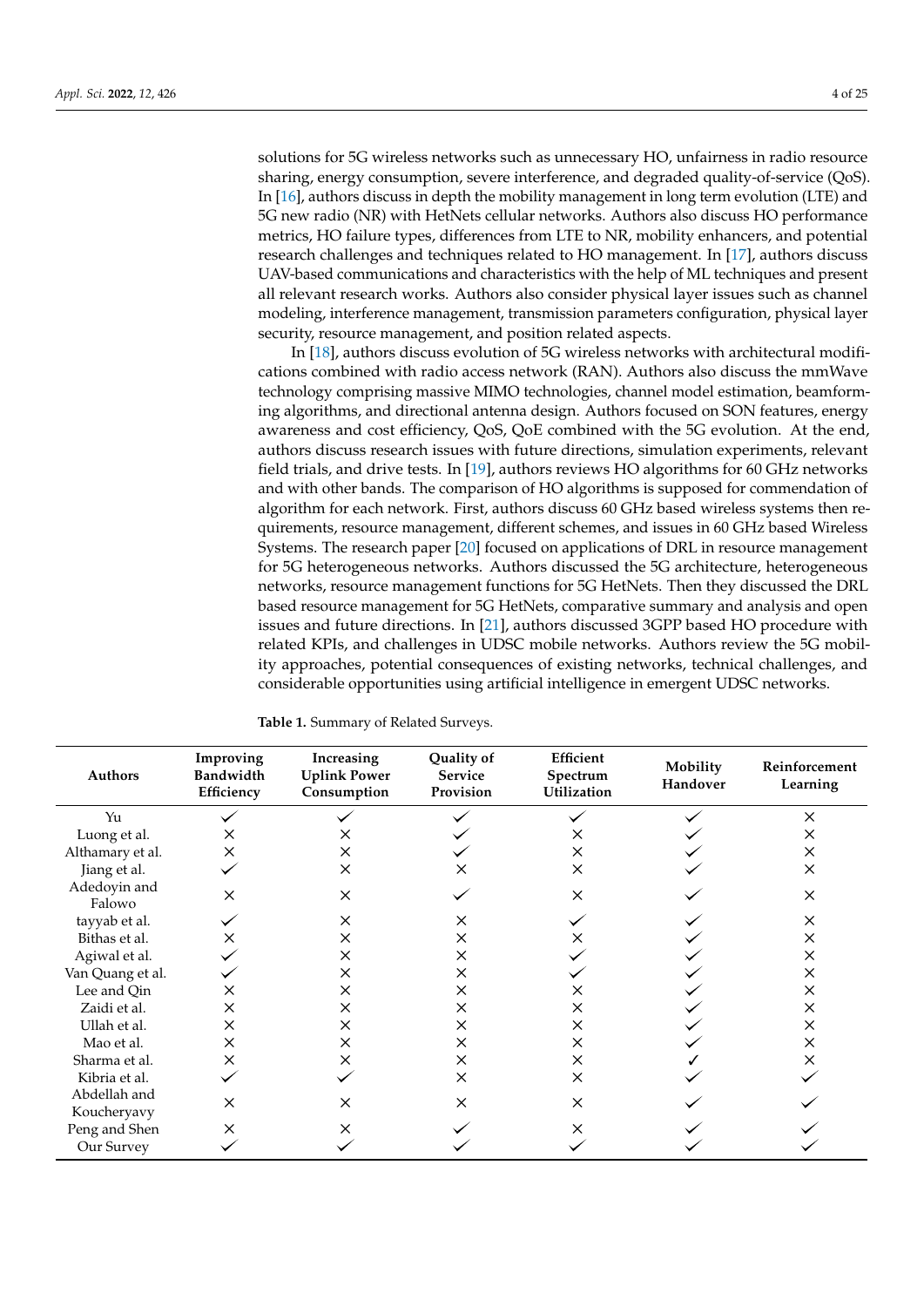solutions for 5G wireless networks such as unnecessary HO, unfairness in radio resource sharing, energy consumption, severe interference, and degraded quality-of-service (QoS). In [16], authors discuss in depth the mobility management in long term evolution (LTE) and 5G new radio (NR) with HetNets cellular networks. Authors also discuss HO performance metrics, HO failure types, differences from LTE to NR, mobility enhancers, and potential research challenges and techniques related to HO management. In [17], authors discuss UAV-based communications and characteristics with the help of ML techniques and present all relevant research works. Authors also consider physical layer issues such as channel modeling, interference management, transmission parameters configuration, physical layer security, resource management, and position related aspects.

In [18], authors discuss evolution of 5G wireless networks with architectural modifications combined with radio access network (RAN). Authors also discuss the mmWave technology comprising massive MIMO technologies, channel model estimation, beamforming algorithms, and directional antenna design. Authors focused on SON features, energy awareness and cost efficiency, QoS, QoE combined with the 5G evolution. At the end, authors discuss research issues with future directions, simulation experiments, relevant field trials, and drive tests. In [19], authors reviews HO algorithms for 60 GHz networks and with other bands. The comparison of HO algorithms is supposed for commendation of algorithm for each network. First, authors discuss 60 GHz based wireless systems then requirements, resource management, different schemes, and issues in 60 GHz based Wireless Systems. The research paper [20] focused on applications of DRL in resource management for 5G heterogeneous networks. Authors discussed the 5G architecture, heterogeneous networks, resource management functions for 5G HetNets. Then they discussed the DRL based resource management for 5G HetNets, comparative summary and analysis and open issues and future directions. In [21], authors discussed 3GPP based HO procedure with related KPIs, and challenges in UDSC mobile networks. Authors review the 5G mobility approaches, potential consequences of existing networks, technical challenges, and considerable opportunities using artificial intelligence in emergent UDSC networks.

**Table 1.** Summary of Related Surveys.

| Authors | Improving Bandwidth Efficiency | Increasing Uplink Power Consumption | Quality of Service Provision | Efficient Spectrum Utilization | Mobility Handover | Reinforcement Learning |
|---|---|---|---|---|---|---|
| Yu | ✓ | ✓ | ✓ | ✓ | ✓ | × |
| Luong et al. | × | × | ✓ | × | ✓ | × |
| Althamary et al. | × | × | ✓ | × | ✓ | × |
| Jiang et al. | ✓ | × | × | × | ✓ | × |
| Adedoyin and Falowo | × | × | ✓ | × | ✓ | × |
| tayyab et al. | ✓ | × | × | ✓ | ✓ | × |
| Bithas et al. | × | × | × | × | ✓ | × |
| Agiwal et al. | ✓ | × | × | ✓ | ✓ | × |
| Van Quang et al. | ✓ | × | × | ✓ | ✓ | × |
| Lee and Qin | × | × | × | × | ✓ | × |
| Zaidi et al. | × | × | × | × | ✓ | × |
| Ullah et al. | × | × | × | × | ✓ | × |
| Mao et al. | × | × | × | × | ✓ | × |
| Sharma et al. | × | × | × | × | ✓ | × |
| Kibria et al. | ✓ | ✓ | × | × | ✓ | ✓ |
| Abdellah and Koucheryavy | × | × | × | × | ✓ | ✓ |
| Peng and Shen | × | × | ✓ | × | ✓ | ✓ |
| Our Survey | ✓ | ✓ | ✓ | ✓ | ✓ | ✓ |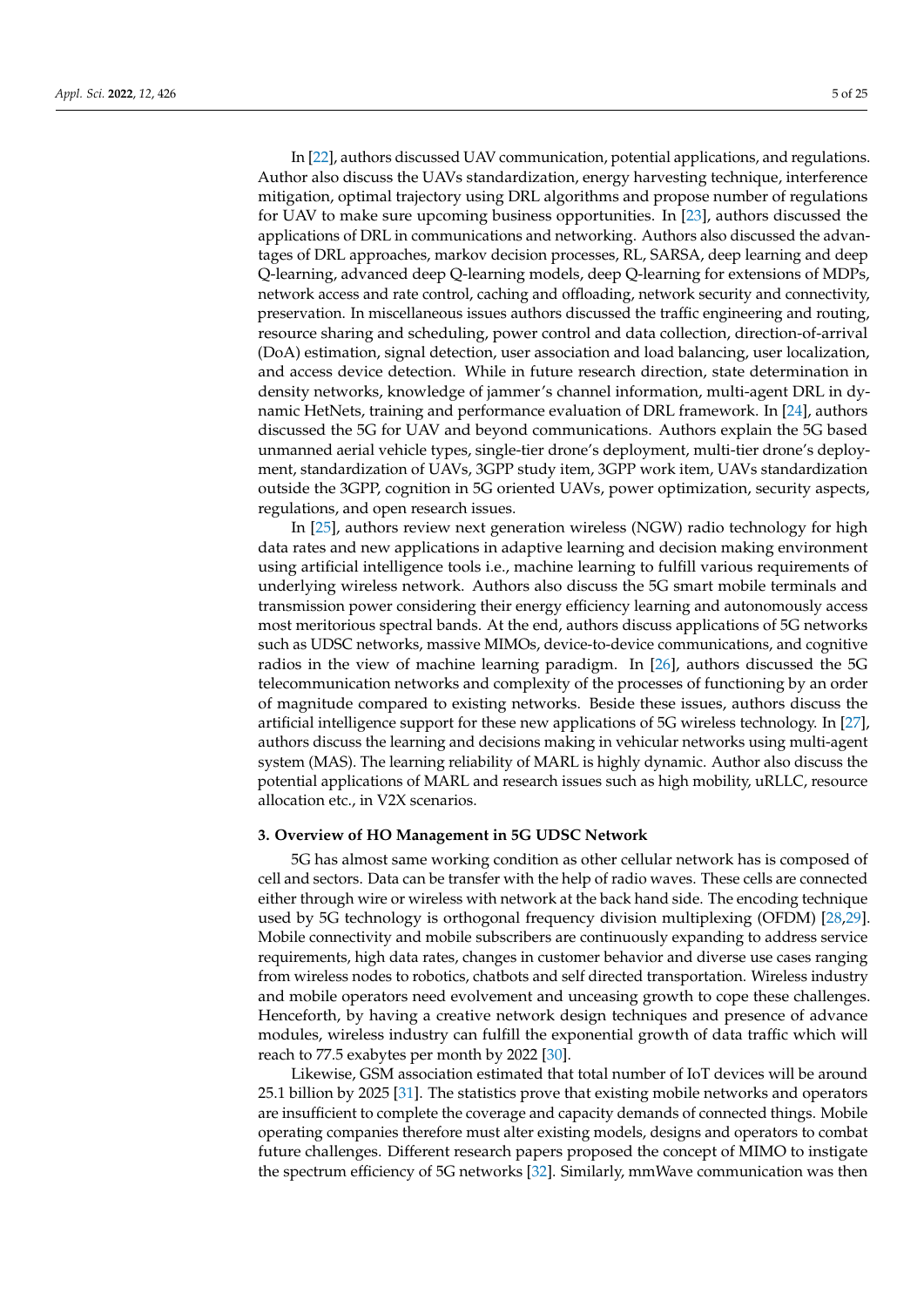In [22], authors discussed UAV communication, potential applications, and regulations. Author also discuss the UAVs standardization, energy harvesting technique, interference mitigation, optimal trajectory using DRL algorithms and propose number of regulations for UAV to make sure upcoming business opportunities. In [23], authors discussed the applications of DRL in communications and networking. Authors also discussed the advantages of DRL approaches, markov decision processes, RL, SARSA, deep learning and deep Q-learning, advanced deep Q-learning models, deep Q-learning for extensions of MDPs, network access and rate control, caching and offloading, network security and connectivity, preservation. In miscellaneous issues authors discussed the traffic engineering and routing, resource sharing and scheduling, power control and data collection, direction-of-arrival (DoA) estimation, signal detection, user association and load balancing, user localization, and access device detection. While in future research direction, state determination in density networks, knowledge of jammer's channel information, multi-agent DRL in dynamic HetNets, training and performance evaluation of DRL framework. In [24], authors discussed the 5G for UAV and beyond communications. Authors explain the 5G based unmanned aerial vehicle types, single-tier drone's deployment, multi-tier drone's deployment, standardization of UAVs, 3GPP study item, 3GPP work item, UAVs standardization outside the 3GPP, cognition in 5G oriented UAVs, power optimization, security aspects, regulations, and open research issues.

In [25], authors review next generation wireless (NGW) radio technology for high data rates and new applications in adaptive learning and decision making environment using artificial intelligence tools i.e., machine learning to fulfill various requirements of underlying wireless network. Authors also discuss the 5G smart mobile terminals and transmission power considering their energy efficiency learning and autonomously access most meritorious spectral bands. At the end, authors discuss applications of 5G networks such as UDSC networks, massive MIMOs, device-to-device communications, and cognitive radios in the view of machine learning paradigm. In [26], authors discussed the 5G telecommunication networks and complexity of the processes of functioning by an order of magnitude compared to existing networks. Beside these issues, authors discuss the artificial intelligence support for these new applications of 5G wireless technology. In [27], authors discuss the learning and decisions making in vehicular networks using multi-agent system (MAS). The learning reliability of MARL is highly dynamic. Author also discuss the potential applications of MARL and research issues such as high mobility, uRLLC, resource allocation etc., in V2X scenarios.

### 3. Overview of HO Management in 5G UDSC Network

5G has almost same working condition as other cellular network has is composed of cell and sectors. Data can be transfer with the help of radio waves. These cells are connected either through wire or wireless with network at the back hand side. The encoding technique used by 5G technology is orthogonal frequency division multiplexing (OFDM) [28,29]. Mobile connectivity and mobile subscribers are continuously expanding to address service requirements, high data rates, changes in customer behavior and diverse use cases ranging from wireless nodes to robotics, chatbots and self directed transportation. Wireless industry and mobile operators need evolvement and unceasing growth to cope these challenges. Henceforth, by having a creative network design techniques and presence of advance modules, wireless industry can fulfill the exponential growth of data traffic which will reach to 77.5 exabytes per month by 2022 [30].

Likewise, GSM association estimated that total number of IoT devices will be around 25.1 billion by 2025 [31]. The statistics prove that existing mobile networks and operators are insufficient to complete the coverage and capacity demands of connected things. Mobile operating companies therefore must alter existing models, designs and operators to combat future challenges. Different research papers proposed the concept of MIMO to instigate the spectrum efficiency of 5G networks [32]. Similarly, mmWave communication was then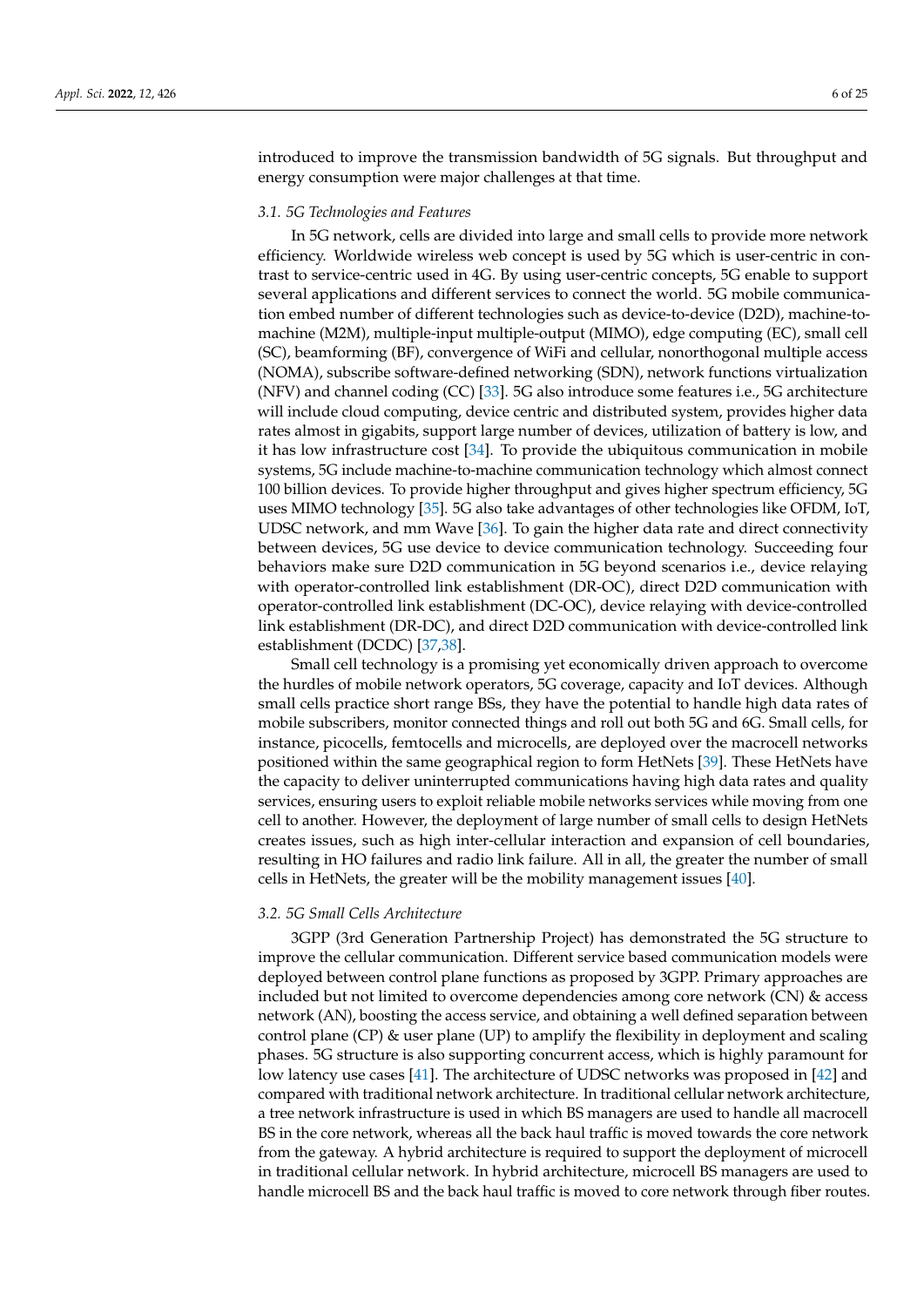introduced to improve the transmission bandwidth of 5G signals. But throughput and energy consumption were major challenges at that time.

### *3.1. 5G Technologies and Features*

In 5G network, cells are divided into large and small cells to provide more network efficiency. Worldwide wireless web concept is used by 5G which is user-centric in contrast to service-centric used in 4G. By using user-centric concepts, 5G enable to support several applications and different services to connect the world. 5G mobile communication embed number of different technologies such as device-to-device (D2D), machine-to-machine (M2M), multiple-input multiple-output (MIMO), edge computing (EC), small cell (SC), beamforming (BF), convergence of WiFi and cellular, nonorthogonal multiple access (NOMA), subscribe software-defined networking (SDN), network functions virtualization (NFV) and channel coding (CC) [33]. 5G also introduce some features i.e., 5G architecture will include cloud computing, device centric and distributed system, provides higher data rates almost in gigabits, support large number of devices, utilization of battery is low, and it has low infrastructure cost [34]. To provide the ubiquitous communication in mobile systems, 5G include machine-to-machine communication technology which almost connect 100 billion devices. To provide higher throughput and gives higher spectrum efficiency, 5G uses MIMO technology [35]. 5G also take advantages of other technologies like OFDM, IoT, UDSC network, and mm Wave [36]. To gain the higher data rate and direct connectivity between devices, 5G use device to device communication technology. Succeeding four behaviors make sure D2D communication in 5G beyond scenarios i.e., device relaying with operator-controlled link establishment (DR-OC), direct D2D communication with operator-controlled link establishment (DC-OC), device relaying with device-controlled link establishment (DR-DC), and direct D2D communication with device-controlled link establishment (DCDC) [37,38].

Small cell technology is a promising yet economically driven approach to overcome the hurdles of mobile network operators, 5G coverage, capacity and IoT devices. Although small cells practice short range BSs, they have the potential to handle high data rates of mobile subscribers, monitor connected things and roll out both 5G and 6G. Small cells, for instance, picocells, femtocells and microcells, are deployed over the macrocell networks positioned within the same geographical region to form HetNets [39]. These HetNets have the capacity to deliver uninterrupted communications having high data rates and quality services, ensuring users to exploit reliable mobile networks services while moving from one cell to another. However, the deployment of large number of small cells to design HetNets creates issues, such as high inter-cellular interaction and expansion of cell boundaries, resulting in HO failures and radio link failure. All in all, the greater the number of small cells in HetNets, the greater will be the mobility management issues [40].

### *3.2. 5G Small Cells Architecture*

3GPP (3rd Generation Partnership Project) has demonstrated the 5G structure to improve the cellular communication. Different service based communication models were deployed between control plane functions as proposed by 3GPP. Primary approaches are included but not limited to overcome dependencies among core network (CN) & access network (AN), boosting the access service, and obtaining a well defined separation between control plane (CP) & user plane (UP) to amplify the flexibility in deployment and scaling phases. 5G structure is also supporting concurrent access, which is highly paramount for low latency use cases [41]. The architecture of UDSC networks was proposed in [42] and compared with traditional network architecture. In traditional cellular network architecture, a tree network infrastructure is used in which BS managers are used to handle all macrocell BS in the core network, whereas all the back haul traffic is moved towards the core network from the gateway. A hybrid architecture is required to support the deployment of microcell in traditional cellular network. In hybrid architecture, microcell BS managers are used to handle microcell BS and the back haul traffic is moved to core network through fiber routes.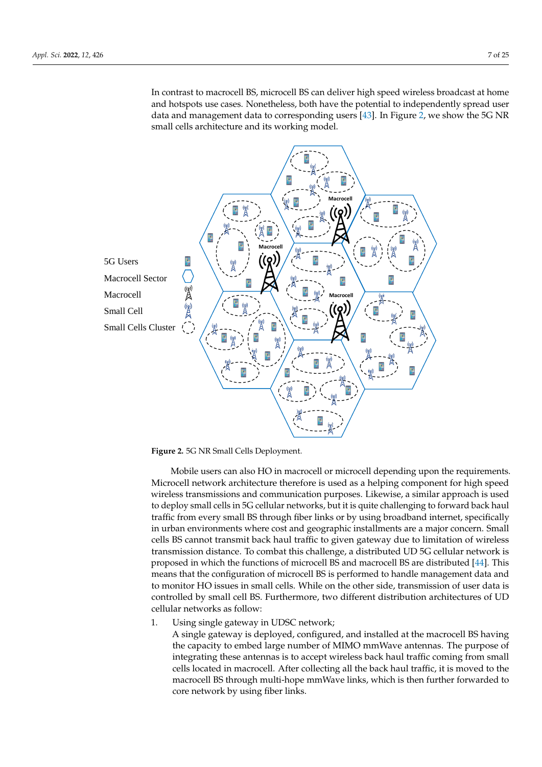In contrast to macrocell BS, microcell BS can deliver high speed wireless broadcast at home and hotspots use cases. Nonetheless, both have the potential to independently spread user data and management data to corresponding users [43]. In Figure 2, we show the 5G NR small cells architecture and its working model.

**Figure 2.** 5G NR Small Cells Deployment.

Mobile users can also HO in macrocell or microcell depending upon the requirements. Microcell network architecture therefore is used as a helping component for high speed wireless transmissions and communication purposes. Likewise, a similar approach is used to deploy small cells in 5G cellular networks, but it is quite challenging to forward back haul traffic from every small BS through fiber links or by using broadband internet, specifically in urban environments where cost and geographic installments are a major concern. Small cells BS cannot transmit back haul traffic to given gateway due to limitation of wireless transmission distance. To combat this challenge, a distributed UD 5G cellular network is proposed in which the functions of microcell BS and macrocell BS are distributed [44]. This means that the configuration of microcell BS is performed to handle management data and to monitor HO issues in small cells. While on the other side, transmission of user data is controlled by small cell BS. Furthermore, two different distribution architectures of UD cellular networks as follow:

1. Using single gateway in UDSC network;
   A single gateway is deployed, configured, and installed at the macrocell BS having the capacity to embed large number of MIMO mmWave antennas. The purpose of integrating these antennas is to accept wireless back haul traffic coming from small cells located in macrocell. After collecting all the back haul traffic, it is moved to the macrocell BS through multi-hope mmWave links, which is then further forwarded to core network by using fiber links.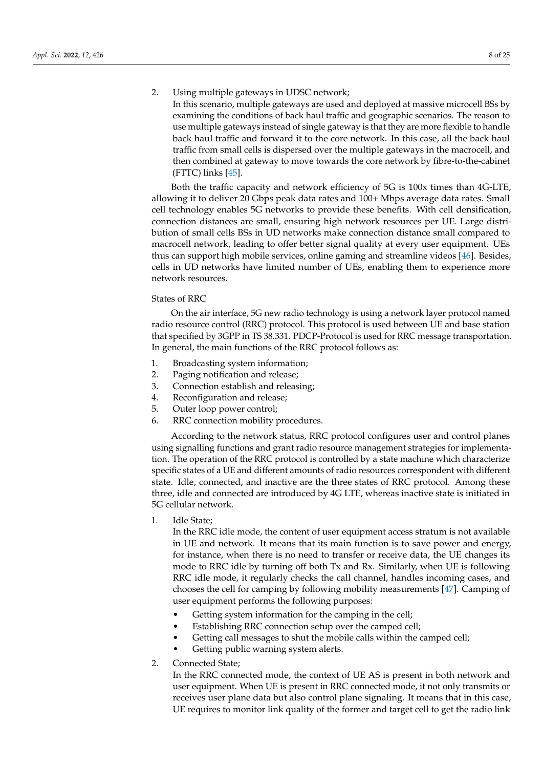2. Using multiple gateways in UDSC network;

   In this scenario, multiple gateways are used and deployed at massive microcell BSs by examining the conditions of back haul traffic and geographic scenarios. The reason to use multiple gateways instead of single gateway is that they are more flexible to handle back haul traffic and forward it to the core network. In this case, all the back haul traffic from small cells is dispersed over the multiple gateways in the macrocell, and then combined at gateway to move towards the core network by fibre-to-the-cabinet (FTTC) links [45].

Both the traffic capacity and network efficiency of 5G is 100x times than 4G-LTE, allowing it to deliver 20 Gbps peak data rates and 100+ Mbps average data rates. Small cell technology enables 5G networks to provide these benefits. With cell densification, connection distances are small, ensuring high network resources per UE. Large distribution of small cells BSs in UD networks make connection distance small compared to macrocell network, leading to offer better signal quality at every user equipment. UEs thus can support high mobile services, online gaming and streamline videos [46]. Besides, cells in UD networks have limited number of UEs, enabling them to experience more network resources.

States of RRC

On the air interface, 5G new radio technology is using a network layer protocol named radio resource control (RRC) protocol. This protocol is used between UE and base station that specified by 3GPP in TS 38.331. PDCP-Protocol is used for RRC message transportation. In general, the main functions of the RRC protocol follows as:

1. Broadcasting system information;
2. Paging notification and release;
3. Connection establish and releasing;
4. Reconfiguration and release;
5. Outer loop power control;
6. RRC connection mobility procedures.

According to the network status, RRC protocol configures user and control planes using signalling functions and grant radio resource management strategies for implementation. The operation of the RRC protocol is controlled by a state machine which characterize specific states of a UE and different amounts of radio resources correspondent with different state. Idle, connected, and inactive are the three states of RRC protocol. Among these three, idle and connected are introduced by 4G LTE, whereas inactive state is initiated in 5G cellular network.

1. Idle State;

   In the RRC idle mode, the content of user equipment access stratum is not available in UE and network. It means that its main function is to save power and energy, for instance, when there is no need to transfer or receive data, the UE changes its mode to RRC idle by turning off both Tx and Rx. Similarly, when UE is following RRC idle mode, it regularly checks the call channel, handles incoming cases, and chooses the cell for camping by following mobility measurements [47]. Camping of user equipment performs the following purposes:

   - Getting system information for the camping in the cell;
   - Establishing RRC connection setup over the camped cell;
   - Getting call messages to shut the mobile calls within the camped cell;
   - Getting public warning system alerts.

2. Connected State;

   In the RRC connected mode, the context of UE AS is present in both network and user equipment. When UE is present in RRC connected mode, it not only transmits or receives user plane data but also control plane signaling. It means that in this case, UE requires to monitor link quality of the former and target cell to get the radio link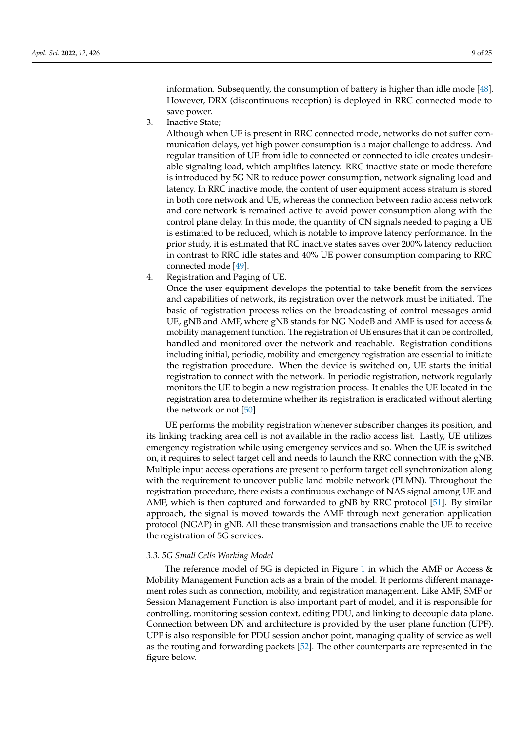information. Subsequently, the consumption of battery is higher than idle mode [48]. However, DRX (discontinuous reception) is deployed in RRC connected mode to save power.

3. Inactive State;

   Although when UE is present in RRC connected mode, networks do not suffer communication delays, yet high power consumption is a major challenge to address. And regular transition of UE from idle to connected or connected to idle creates undesirable signaling load, which amplifies latency. RRC inactive state or mode therefore is introduced by 5G NR to reduce power consumption, network signaling load and latency. In RRC inactive mode, the content of user equipment access stratum is stored in both core network and UE, whereas the connection between radio access network and core network is remained active to avoid power consumption along with the control plane delay. In this mode, the quantity of CN signals needed to paging a UE is estimated to be reduced, which is notable to improve latency performance. In the prior study, it is estimated that RC inactive states saves over 200% latency reduction in contrast to RRC idle states and 40% UE power consumption comparing to RRC connected mode [49].

4. Registration and Paging of UE.

   Once the user equipment develops the potential to take benefit from the services and capabilities of network, its registration over the network must be initiated. The basic of registration process relies on the broadcasting of control messages amid UE, gNB and AMF, where gNB stands for NG NodeB and AMF is used for access & mobility management function. The registration of UE ensures that it can be controlled, handled and monitored over the network and reachable. Registration conditions including initial, periodic, mobility and emergency registration are essential to initiate the registration procedure. When the device is switched on, UE starts the initial registration to connect with the network. In periodic registration, network regularly monitors the UE to begin a new registration process. It enables the UE located in the registration area to determine whether its registration is eradicated without alerting the network or not [50].

UE performs the mobility registration whenever subscriber changes its position, and its linking tracking area cell is not available in the radio access list. Lastly, UE utilizes emergency registration while using emergency services and so. When the UE is switched on, it requires to select target cell and needs to launch the RRC connection with the gNB. Multiple input access operations are present to perform target cell synchronization along with the requirement to uncover public land mobile network (PLMN). Throughout the registration procedure, there exists a continuous exchange of NAS signal among UE and AMF, which is then captured and forwarded to gNB by RRC protocol [51]. By similar approach, the signal is moved towards the AMF through next generation application protocol (NGAP) in gNB. All these transmission and transactions enable the UE to receive the registration of 5G services.

### *3.3. 5G Small Cells Working Model*

The reference model of 5G is depicted in Figure 1 in which the AMF or Access & Mobility Management Function acts as a brain of the model. It performs different management roles such as connection, mobility, and registration management. Like AMF, SMF or Session Management Function is also important part of model, and it is responsible for controlling, monitoring session context, editing PDU, and linking to decouple data plane. Connection between DN and architecture is provided by the user plane function (UPF). UPF is also responsible for PDU session anchor point, managing quality of service as well as the routing and forwarding packets [52]. The other counterparts are represented in the figure below.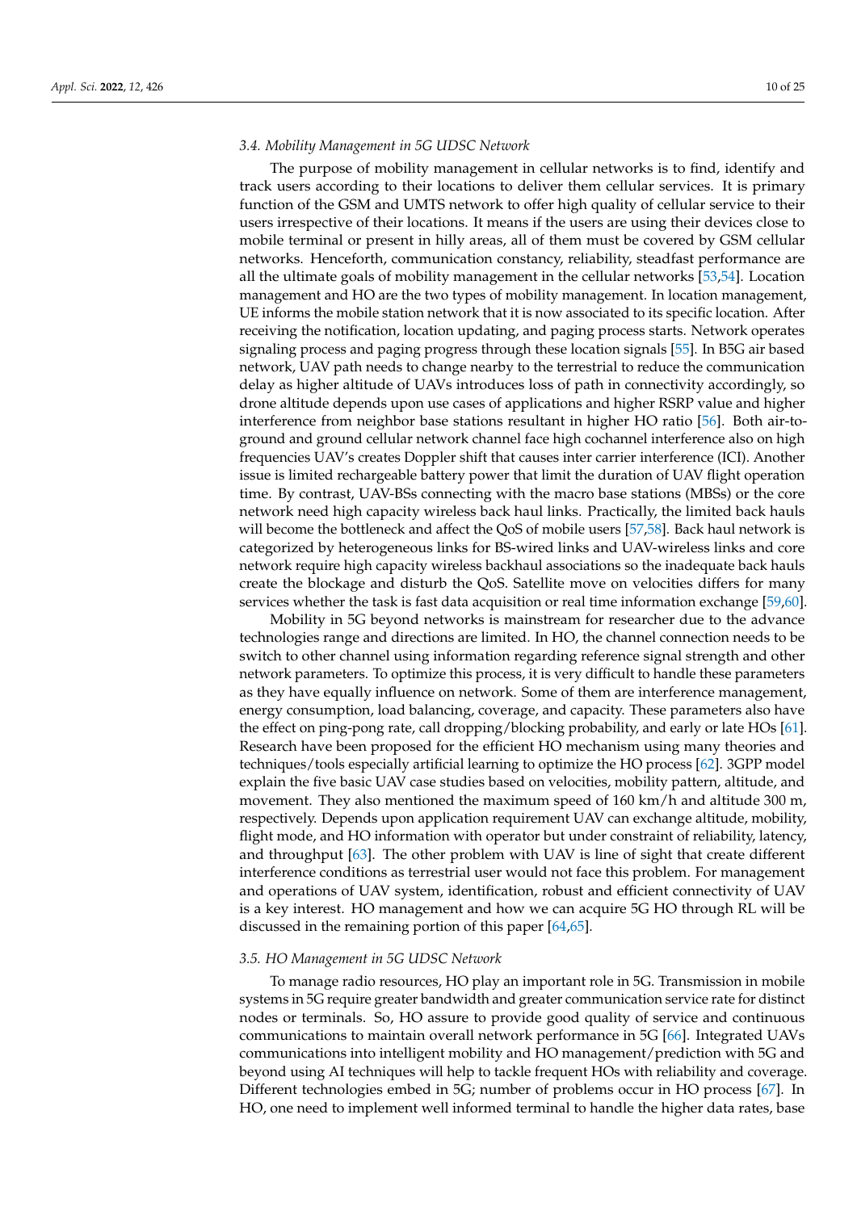### 3.4. Mobility Management in 5G UDSC Network

The purpose of mobility management in cellular networks is to find, identify and track users according to their locations to deliver them cellular services. It is primary function of the GSM and UMTS network to offer high quality of cellular service to their users irrespective of their locations. It means if the users are using their devices close to mobile terminal or present in hilly areas, all of them must be covered by GSM cellular networks. Henceforth, communication constancy, reliability, steadfast performance are all the ultimate goals of mobility management in the cellular networks [53,54]. Location management and HO are the two types of mobility management. In location management, UE informs the mobile station network that it is now associated to its specific location. After receiving the notification, location updating, and paging process starts. Network operates signaling process and paging progress through these location signals [55]. In B5G air based network, UAV path needs to change nearby to the terrestrial to reduce the communication delay as higher altitude of UAVs introduces loss of path in connectivity accordingly, so drone altitude depends upon use cases of applications and higher RSRP value and higher interference from neighbor base stations resultant in higher HO ratio [56]. Both air-to-ground and ground cellular network channel face high cochannel interference also on high frequencies UAV's creates Doppler shift that causes inter carrier interference (ICI). Another issue is limited rechargeable battery power that limit the duration of UAV flight operation time. By contrast, UAV-BSs connecting with the macro base stations (MBSs) or the core network need high capacity wireless back haul links. Practically, the limited back hauls will become the bottleneck and affect the QoS of mobile users [57,58]. Back haul network is categorized by heterogeneous links for BS-wired links and UAV-wireless links and core network require high capacity wireless backhaul associations so the inadequate back hauls create the blockage and disturb the QoS. Satellite move on velocities differs for many services whether the task is fast data acquisition or real time information exchange [59,60].

Mobility in 5G beyond networks is mainstream for researcher due to the advance technologies range and directions are limited. In HO, the channel connection needs to be switch to other channel using information regarding reference signal strength and other network parameters. To optimize this process, it is very difficult to handle these parameters as they have equally influence on network. Some of them are interference management, energy consumption, load balancing, coverage, and capacity. These parameters also have the effect on ping-pong rate, call dropping/blocking probability, and early or late HOs [61]. Research have been proposed for the efficient HO mechanism using many theories and techniques/tools especially artificial learning to optimize the HO process [62]. 3GPP model explain the five basic UAV case studies based on velocities, mobility pattern, altitude, and movement. They also mentioned the maximum speed of 160 km/h and altitude 300 m, respectively. Depends upon application requirement UAV can exchange altitude, mobility, flight mode, and HO information with operator but under constraint of reliability, latency, and throughput [63]. The other problem with UAV is line of sight that create different interference conditions as terrestrial user would not face this problem. For management and operations of UAV system, identification, robust and efficient connectivity of UAV is a key interest. HO management and how we can acquire 5G HO through RL will be discussed in the remaining portion of this paper [64,65].

### 3.5. HO Management in 5G UDSC Network

To manage radio resources, HO play an important role in 5G. Transmission in mobile systems in 5G require greater bandwidth and greater communication service rate for distinct nodes or terminals. So, HO assure to provide good quality of service and continuous communications to maintain overall network performance in 5G [66]. Integrated UAVs communications into intelligent mobility and HO management/prediction with 5G and beyond using AI techniques will help to tackle frequent HOs with reliability and coverage. Different technologies embed in 5G; number of problems occur in HO process [67]. In HO, one need to implement well informed terminal to handle the higher data rates, base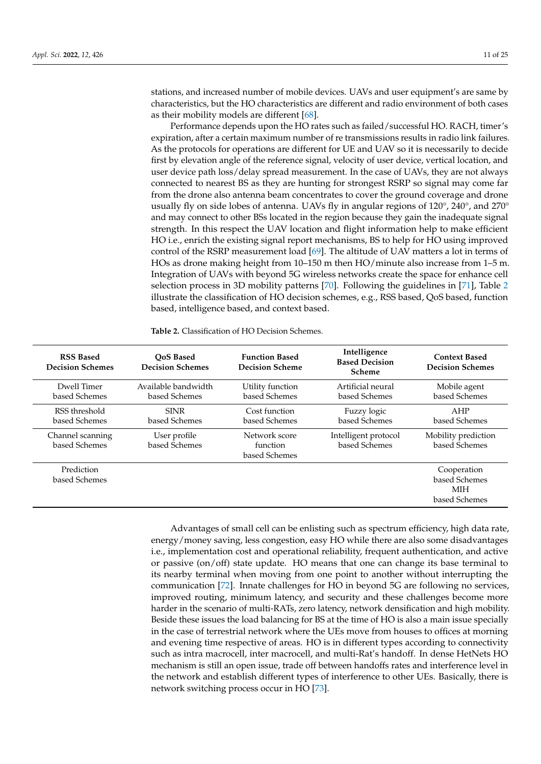stations, and increased number of mobile devices. UAVs and user equipment's are same by characteristics, but the HO characteristics are different and radio environment of both cases as their mobility models are different [68].

Performance depends upon the HO rates such as failed/successful HO. RACH, timer's expiration, after a certain maximum number of re transmissions results in radio link failures. As the protocols for operations are different for UE and UAV so it is necessarily to decide first by elevation angle of the reference signal, velocity of user device, vertical location, and user device path loss/delay spread measurement. In the case of UAVs, they are not always connected to nearest BS as they are hunting for strongest RSRP so signal may come far from the drone also antenna beam concentrates to cover the ground coverage and drone usually fly on side lobes of antenna. UAVs fly in angular regions of 120°, 240°, and 270° and may connect to other BSs located in the region because they gain the inadequate signal strength. In this respect the UAV location and flight information help to make efficient HO i.e., enrich the existing signal report mechanisms, BS to help for HO using improved control of the RSRP measurement load [69]. The altitude of UAV matters a lot in terms of HOs as drone making height from 10–150 m then HO/minute also increase from 1–5 m. Integration of UAVs with beyond 5G wireless networks create the space for enhance cell selection process in 3D mobility patterns [70]. Following the guidelines in [71], Table 2 illustrate the classification of HO decision schemes, e.g., RSS based, QoS based, function based, intelligence based, and context based.

**Table 2.** Classification of HO Decision Schemes.

| RSS Based Decision Schemes | QoS Based Decision Schemes | Function Based Decision Scheme | Intelligence Based Decision Scheme | Context Based Decision Schemes |
|---|---|---|---|---|
| Dwell Timer based Schemes | Available bandwidth based Schemes | Utility function based Schemes | Artificial neural based Schemes | Mobile agent based Schemes |
| RSS threshold based Schemes | SINR based Schemes | Cost function based Schemes | Fuzzy logic based Schemes | AHP based Schemes |
| Channel scanning based Schemes | User profile based Schemes | Network score function based Schemes | Intelligent protocol based Schemes | Mobility prediction based Schemes |
| Prediction based Schemes | | | | Cooperation based Schemes MIH based Schemes |

Advantages of small cell can be enlisting such as spectrum efficiency, high data rate, energy/money saving, less congestion, easy HO while there are also some disadvantages i.e., implementation cost and operational reliability, frequent authentication, and active or passive (on/off) state update. HO means that one can change its base terminal to its nearby terminal when moving from one point to another without interrupting the communication [72]. Innate challenges for HO in beyond 5G are following no services, improved routing, minimum latency, and security and these challenges become more harder in the scenario of multi-RATs, zero latency, network densification and high mobility. Beside these issues the load balancing for BS at the time of HO is also a main issue specially in the case of terrestrial network where the UEs move from houses to offices at morning and evening time respective of areas. HO is in different types according to connectivity such as intra macrocell, inter macrocell, and multi-Rat's handoff. In dense HetNets HO mechanism is still an open issue, trade off between handoffs rates and interference level in the network and establish different types of interference to other UEs. Basically, there is network switching process occur in HO [73].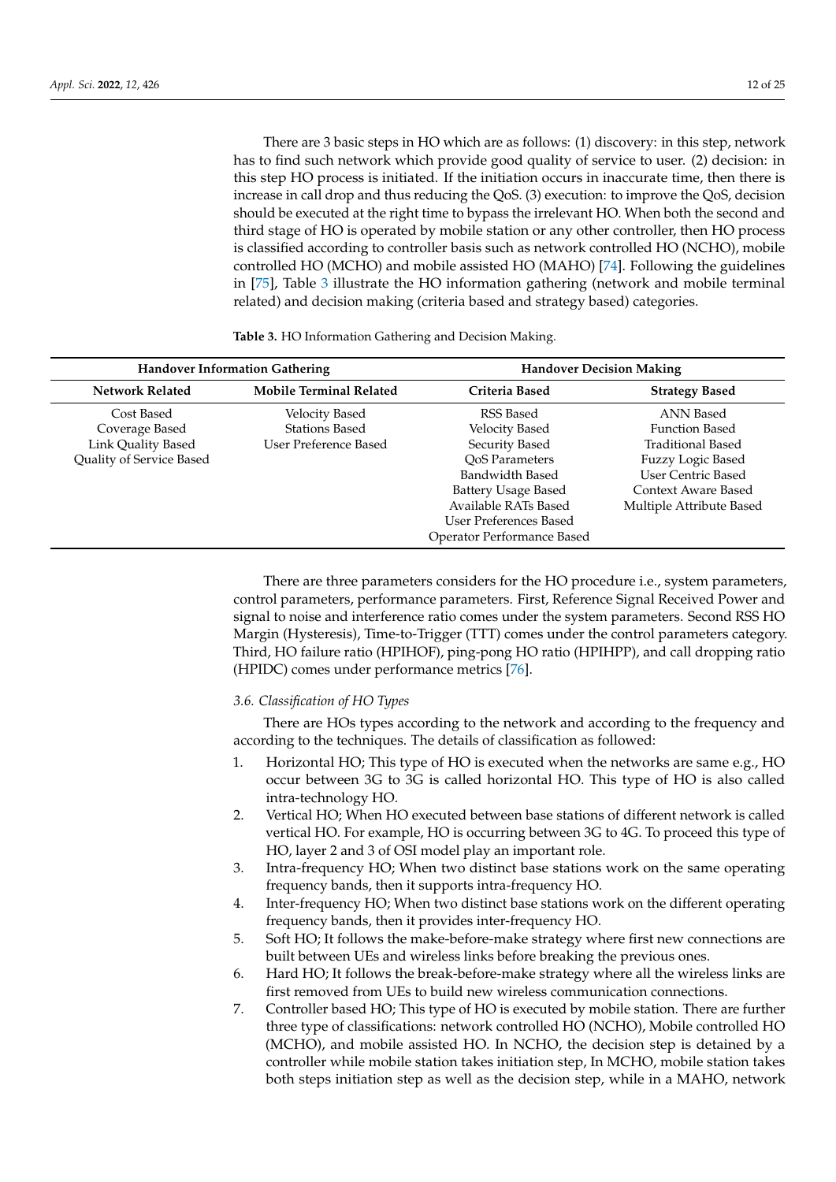There are 3 basic steps in HO which are as follows: (1) discovery: in this step, network has to find such network which provide good quality of service to user. (2) decision: in this step HO process is initiated. If the initiation occurs in inaccurate time, then there is increase in call drop and thus reducing the QoS. (3) execution: to improve the QoS, decision should be executed at the right time to bypass the irrelevant HO. When both the second and third stage of HO is operated by mobile station or any other controller, then HO process is classified according to controller basis such as network controlled HO (NCHO), mobile controlled HO (MCHO) and mobile assisted HO (MAHO) [74]. Following the guidelines in [75], Table 3 illustrate the HO information gathering (network and mobile terminal related) and decision making (criteria based and strategy based) categories.

**Table 3.** HO Information Gathering and Decision Making.

| Handover Information Gathering | | Handover Decision Making | |
|---|---|---|---|
| **Network Related** | **Mobile Terminal Related** | **Criteria Based** | **Strategy Based** |
| Cost Based | Velocity Based | RSS Based | ANN Based |
| Coverage Based | Stations Based | Velocity Based | Function Based |
| Link Quality Based | User Preference Based | Security Based | Traditional Based |
| Quality of Service Based | | QoS Parameters | Fuzzy Logic Based |
| | | Bandwidth Based | User Centric Based |
| | | Battery Usage Based | Context Aware Based |
| | | Available RATs Based | Multiple Attribute Based |
| | | User Preferences Based | |
| | | Operator Performance Based | |

There are three parameters considers for the HO procedure i.e., system parameters, control parameters, performance parameters. First, Reference Signal Received Power and signal to noise and interference ratio comes under the system parameters. Second RSS HO Margin (Hysteresis), Time-to-Trigger (TTT) comes under the control parameters category. Third, HO failure ratio (HPIHOF), ping-pong HO ratio (HPIHPP), and call dropping ratio (HPIDC) comes under performance metrics [76].

### *3.6. Classification of HO Types*

There are HOs types according to the network and according to the frequency and according to the techniques. The details of classification as followed:

1. Horizontal HO; This type of HO is executed when the networks are same e.g., HO occur between 3G to 3G is called horizontal HO. This type of HO is also called intra-technology HO.
2. Vertical HO; When HO executed between base stations of different network is called vertical HO. For example, HO is occurring between 3G to 4G. To proceed this type of HO, layer 2 and 3 of OSI model play an important role.
3. Intra-frequency HO; When two distinct base stations work on the same operating frequency bands, then it supports intra-frequency HO.
4. Inter-frequency HO; When two distinct base stations work on the different operating frequency bands, then it provides inter-frequency HO.
5. Soft HO; It follows the make-before-make strategy where first new connections are built between UEs and wireless links before breaking the previous ones.
6. Hard HO; It follows the break-before-make strategy where all the wireless links are first removed from UEs to build new wireless communication connections.
7. Controller based HO; This type of HO is executed by mobile station. There are further three type of classifications: network controlled HO (NCHO), Mobile controlled HO (MCHO), and mobile assisted HO. In NCHO, the decision step is detained by a controller while mobile station takes initiation step, In MCHO, mobile station takes both steps initiation step as well as the decision step, while in a MAHO, network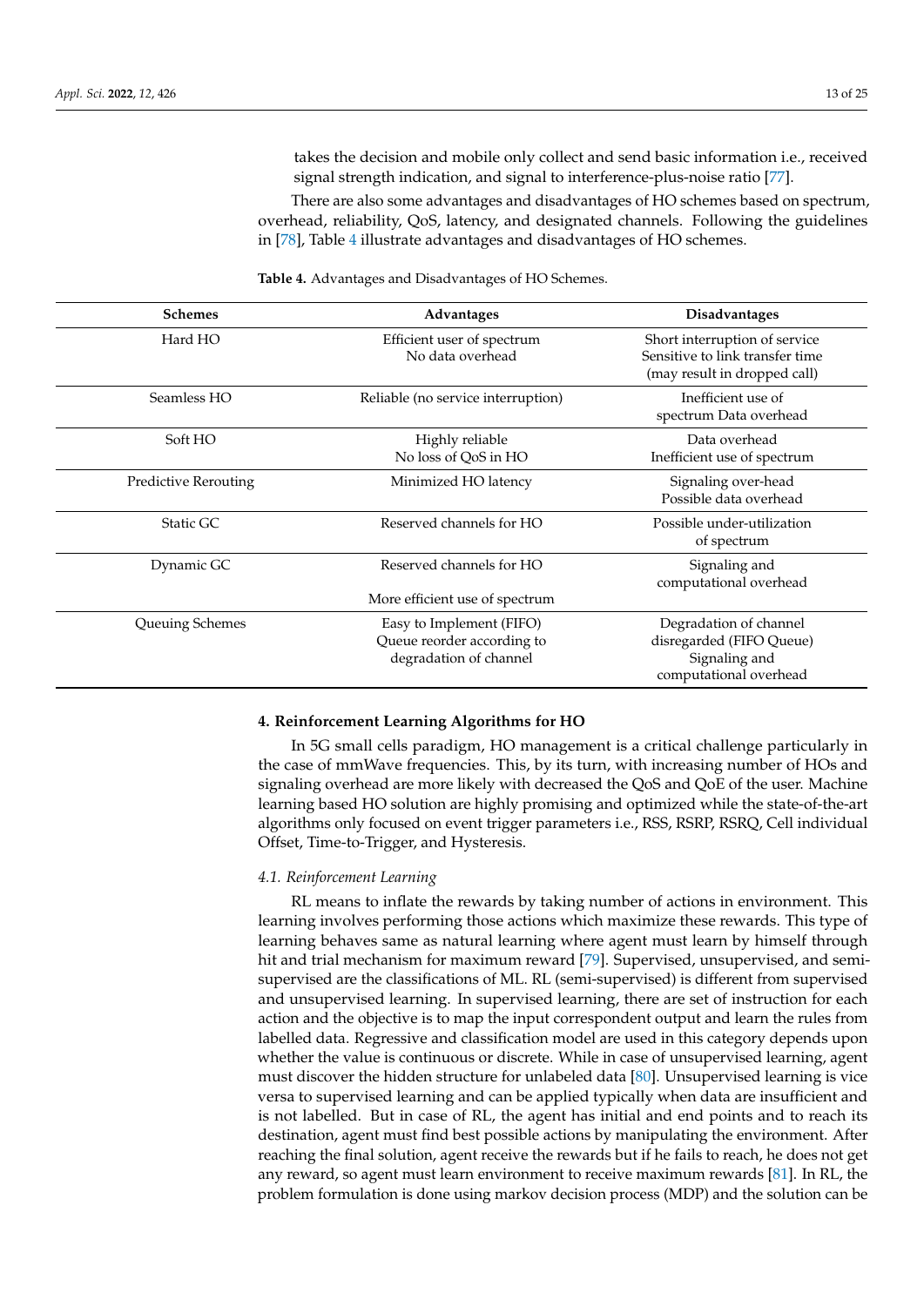takes the decision and mobile only collect and send basic information i.e., received signal strength indication, and signal to interference-plus-noise ratio [77].

There are also some advantages and disadvantages of HO schemes based on spectrum, overhead, reliability, QoS, latency, and designated channels. Following the guidelines in [78], Table 4 illustrate advantages and disadvantages of HO schemes.

**Table 4.** Advantages and Disadvantages of HO Schemes.

| Schemes | Advantages | Disadvantages |
| --- | --- | --- |
| Hard HO | Efficient user of spectrum<br>No data overhead | Short interruption of service<br>Sensitive to link transfer time (may result in dropped call) |
| Seamless HO | Reliable (no service interruption) | Inefficient use of spectrum Data overhead |
| Soft HO | Highly reliable<br>No loss of QoS in HO | Data overhead<br>Inefficient use of spectrum |
| Predictive Rerouting | Minimized HO latency | Signaling over-head<br>Possible data overhead |
| Static GC | Reserved channels for HO | Possible under-utilization of spectrum |
| Dynamic GC | Reserved channels for HO<br>More efficient use of spectrum | Signaling and computational overhead |
| Queuing Schemes | Easy to Implement (FIFO)<br>Queue reorder according to degradation of channel | Degradation of channel disregarded (FIFO Queue)<br>Signaling and computational overhead |

## 4. Reinforcement Learning Algorithms for HO

In 5G small cells paradigm, HO management is a critical challenge particularly in the case of mmWave frequencies. This, by its turn, with increasing number of HOs and signaling overhead are more likely with decreased the QoS and QoE of the user. Machine learning based HO solution are highly promising and optimized while the state-of-the-art algorithms only focused on event trigger parameters i.e., RSS, RSRP, RSRQ, Cell individual Offset, Time-to-Trigger, and Hysteresis.

### *4.1. Reinforcement Learning*

RL means to inflate the rewards by taking number of actions in environment. This learning involves performing those actions which maximize these rewards. This type of learning behaves same as natural learning where agent must learn by himself through hit and trial mechanism for maximum reward [79]. Supervised, unsupervised, and semi-supervised are the classifications of ML. RL (semi-supervised) is different from supervised and unsupervised learning. In supervised learning, there are set of instruction for each action and the objective is to map the input correspondent output and learn the rules from labelled data. Regressive and classification model are used in this category depends upon whether the value is continuous or discrete. While in case of unsupervised learning, agent must discover the hidden structure for unlabeled data [80]. Unsupervised learning is vice versa to supervised learning and can be applied typically when data are insufficient and is not labelled. But in case of RL, the agent has initial and end points and to reach its destination, agent must find best possible actions by manipulating the environment. After reaching the final solution, agent receive the rewards but if he fails to reach, he does not get any reward, so agent must learn environment to receive maximum rewards [81]. In RL, the problem formulation is done using markov decision process (MDP) and the solution can be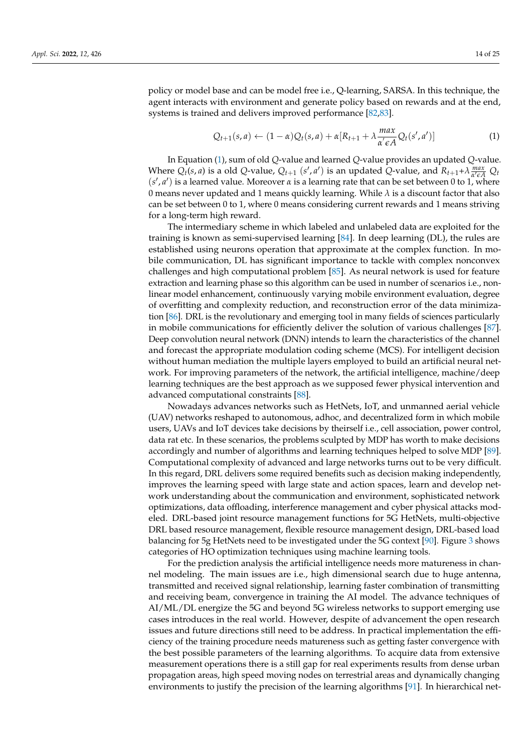policy or model base and can be model free i.e., Q-learning, SARSA. In this technique, the agent interacts with environment and generate policy based on rewards and at the end, systems is trained and delivers improved performance [82,83].

$$Q_{t+1}(s,a) \leftarrow (1-\alpha)Q_t(s,a) + \alpha[R_{t+1} + \lambda \underset{\alpha' \epsilon A}{max} Q_t(s',a')] \quad (1)$$

In Equation (1), sum of old $Q$-value and learned $Q$-value provides an updated $Q$-value. Where $Q_t(s,a)$ is a old $Q$-value, $Q_{t+1}$ $(s',a')$ is an updated $Q$-value, and $R_{t+1}+\lambda \frac{max}{\alpha' \epsilon A}$ $Q_t$ $(s',a')$ is a learned value. Moreover $\alpha$ is a learning rate that can be set between 0 to 1, where 0 means never updated and 1 means quickly learning. While $\lambda$ is a discount factor that also can be set between 0 to 1, where 0 means considering current rewards and 1 means striving for a long-term high reward.

The intermediary scheme in which labeled and unlabeled data are exploited for the training is known as semi-supervised learning [84]. In deep learning (DL), the rules are established using neurons operation that approximate at the complex function. In mobile communication, DL has significant importance to tackle with complex nonconvex challenges and high computational problem [85]. As neural network is used for feature extraction and learning phase so this algorithm can be used in number of scenarios i.e., nonlinear model enhancement, continuously varying mobile environment evaluation, degree of overfitting and complexity reduction, and reconstruction error of the data minimization [86]. DRL is the revolutionary and emerging tool in many fields of sciences particularly in mobile communications for efficiently deliver the solution of various challenges [87]. Deep convolution neural network (DNN) intends to learn the characteristics of the channel and forecast the appropriate modulation coding scheme (MCS). For intelligent decision without human mediation the multiple layers employed to build an artificial neural network. For improving parameters of the network, the artificial intelligence, machine/deep learning techniques are the best approach as we supposed fewer physical intervention and advanced computational constraints [88].

Nowadays advances networks such as HetNets, IoT, and unmanned aerial vehicle (UAV) networks reshaped to autonomous, adhoc, and decentralized form in which mobile users, UAVs and IoT devices take decisions by theirself i.e., cell association, power control, data rat etc. In these scenarios, the problems sculpted by MDP has worth to make decisions accordingly and number of algorithms and learning techniques helped to solve MDP [89]. Computational complexity of advanced and large networks turns out to be very difficult. In this regard, DRL delivers some required benefits such as decision making independently, improves the learning speed with large state and action spaces, learn and develop network understanding about the communication and environment, sophisticated network optimizations, data offloading, interference management and cyber physical attacks modeled. DRL-based joint resource management functions for 5G HetNets, multi-objective DRL based resource management, flexible resource management design, DRL-based load balancing for 5g HetNets need to be investigated under the 5G context [90]. Figure 3 shows categories of HO optimization techniques using machine learning tools.

For the prediction analysis the artificial intelligence needs more matureness in channel modeling. The main issues are i.e., high dimensional search due to huge antenna, transmitted and received signal relationship, learning faster combination of transmitting and receiving beam, convergence in training the AI model. The advance techniques of AI/ML/DL energize the 5G and beyond 5G wireless networks to support emerging use cases introduces in the real world. However, despite of advancement the open research issues and future directions still need to be address. In practical implementation the efficiency of the training procedure needs matureness such as getting faster convergence with the best possible parameters of the learning algorithms. To acquire data from extensive measurement operations there is a still gap for real experiments results from dense urban propagation areas, high speed moving nodes on terrestrial areas and dynamically changing environments to justify the precision of the learning algorithms [91]. In hierarchical net-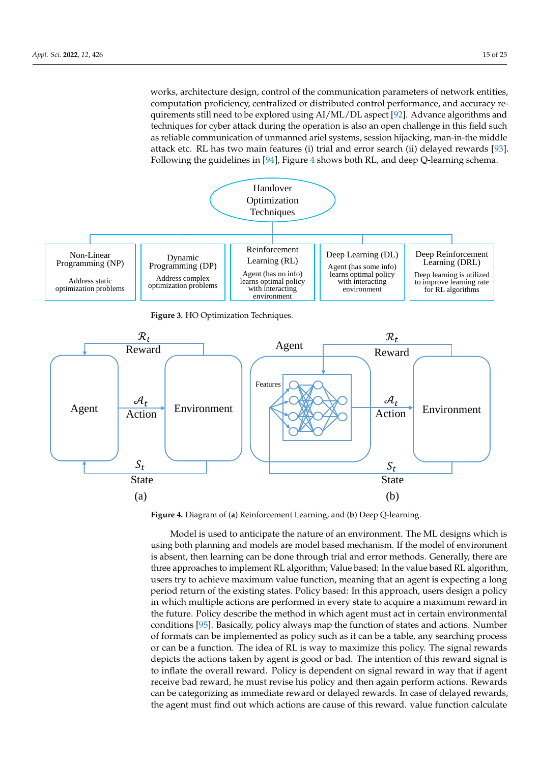works, architecture design, control of the communication parameters of network entities, computation proficiency, centralized or distributed control performance, and accuracy requirements still need to be explored using AI/ML/DL aspect [92]. Advance algorithms and techniques for cyber attack during the operation is also an open challenge in this field such as reliable communication of unmanned ariel systems, session hijacking, man-in-the middle attack etc. RL has two main features (i) trial and error search (ii) delayed rewards [93]. Following the guidelines in [94], Figure 4 shows both RL, and deep Q-learning schema.

**Figure 3.** HO Optimization Techniques.

**Figure 4.** Diagram of (**a**) Reinforcement Learning, and (**b**) Deep Q-learning.

Model is used to anticipate the nature of an environment. The ML designs which is using both planning and models are model based mechanism. If the model of environment is absent, then learning can be done through trial and error methods. Generally, there are three approaches to implement RL algorithm; Value based: In the value based RL algorithm, users try to achieve maximum value function, meaning that an agent is expecting a long period return of the existing states. Policy based: In this approach, users design a policy in which multiple actions are performed in every state to acquire a maximum reward in the future. Policy describe the method in which agent must act in certain environmental conditions [95]. Basically, policy always map the function of states and actions. Number of formats can be implemented as policy such as it can be a table, any searching process or can be a function. The idea of RL is way to maximize this policy. The signal rewards depicts the actions taken by agent is good or bad. The intention of this reward signal is to inflate the overall reward. Policy is dependent on signal reward in way that if agent receive bad reward, he must revise his policy and then again perform actions. Rewards can be categorizing as immediate reward or delayed rewards. In case of delayed rewards, the agent must find out which actions are cause of this reward. value function calculate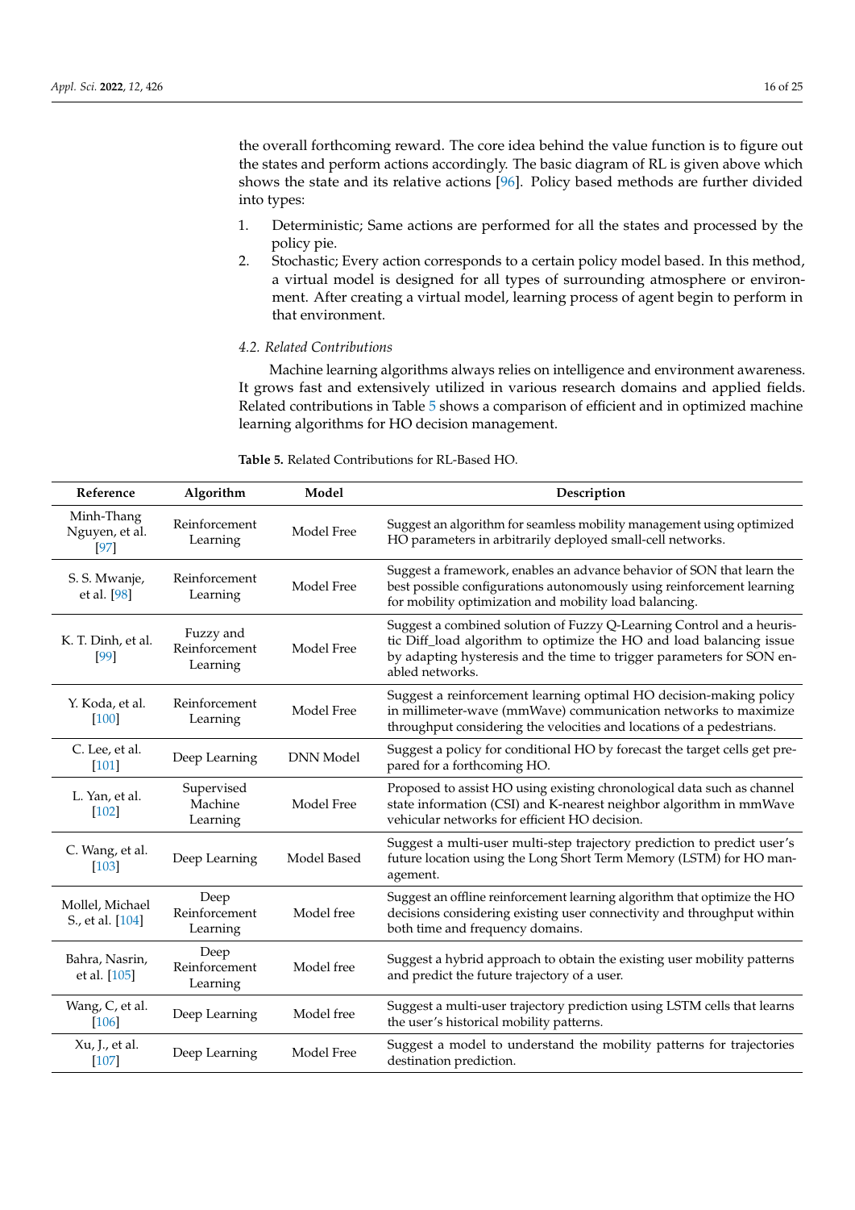the overall forthcoming reward. The core idea behind the value function is to figure out the states and perform actions accordingly. The basic diagram of RL is given above which shows the state and its relative actions [96]. Policy based methods are further divided into types:

1. Deterministic; Same actions are performed for all the states and processed by the policy pie.
2. Stochastic; Every action corresponds to a certain policy model based. In this method, a virtual model is designed for all types of surrounding atmosphere or environment. After creating a virtual model, learning process of agent begin to perform in that environment.

### 4.2. Related Contributions

Machine learning algorithms always relies on intelligence and environment awareness. It grows fast and extensively utilized in various research domains and applied fields. Related contributions in Table 5 shows a comparison of efficient and in optimized machine learning algorithms for HO decision management.

**Table 5.** Related Contributions for RL-Based HO.

| Reference | Algorithm | Model | Description |
|---|---|---|---|
| Minh-Thang Nguyen, et al. [97] | Reinforcement Learning | Model Free | Suggest an algorithm for seamless mobility management using optimized HO parameters in arbitrarily deployed small-cell networks. |
| S. S. Mwanje, et al. [98] | Reinforcement Learning | Model Free | Suggest a framework, enables an advance behavior of SON that learn the best possible configurations autonomously using reinforcement learning for mobility optimization and mobility load balancing. |
| K. T. Dinh, et al. [99] | Fuzzy and Reinforcement Learning | Model Free | Suggest a combined solution of Fuzzy Q-Learning Control and a heuristic Diff_load algorithm to optimize the HO and load balancing issue by adapting hysteresis and the time to trigger parameters for SON enabled networks. |
| Y. Koda, et al. [100] | Reinforcement Learning | Model Free | Suggest a reinforcement learning optimal HO decision-making policy in millimeter-wave (mmWave) communication networks to maximize throughput considering the velocities and locations of a pedestrians. |
| C. Lee, et al. [101] | Deep Learning | DNN Model | Suggest a policy for conditional HO by forecast the target cells get prepared for a forthcoming HO. |
| L. Yan, et al. [102] | Supervised Machine Learning | Model Free | Proposed to assist HO using existing chronological data such as channel state information (CSI) and K-nearest neighbor algorithm in mmWave vehicular networks for efficient HO decision. |
| C. Wang, et al. [103] | Deep Learning | Model Based | Suggest a multi-user multi-step trajectory prediction to predict user's future location using the Long Short Term Memory (LSTM) for HO management. |
| Mollel, Michael S., et al. [104] | Deep Reinforcement Learning | Model free | Suggest an offline reinforcement learning algorithm that optimize the HO decisions considering existing user connectivity and throughput within both time and frequency domains. |
| Bahra, Nasrin, et al. [105] | Deep Reinforcement Learning | Model free | Suggest a hybrid approach to obtain the existing user mobility patterns and predict the future trajectory of a user. |
| Wang, C, et al. [106] | Deep Learning | Model free | Suggest a multi-user trajectory prediction using LSTM cells that learns the user's historical mobility patterns. |
| Xu, J., et al. [107] | Deep Learning | Model Free | Suggest a model to understand the mobility patterns for trajectories destination prediction. |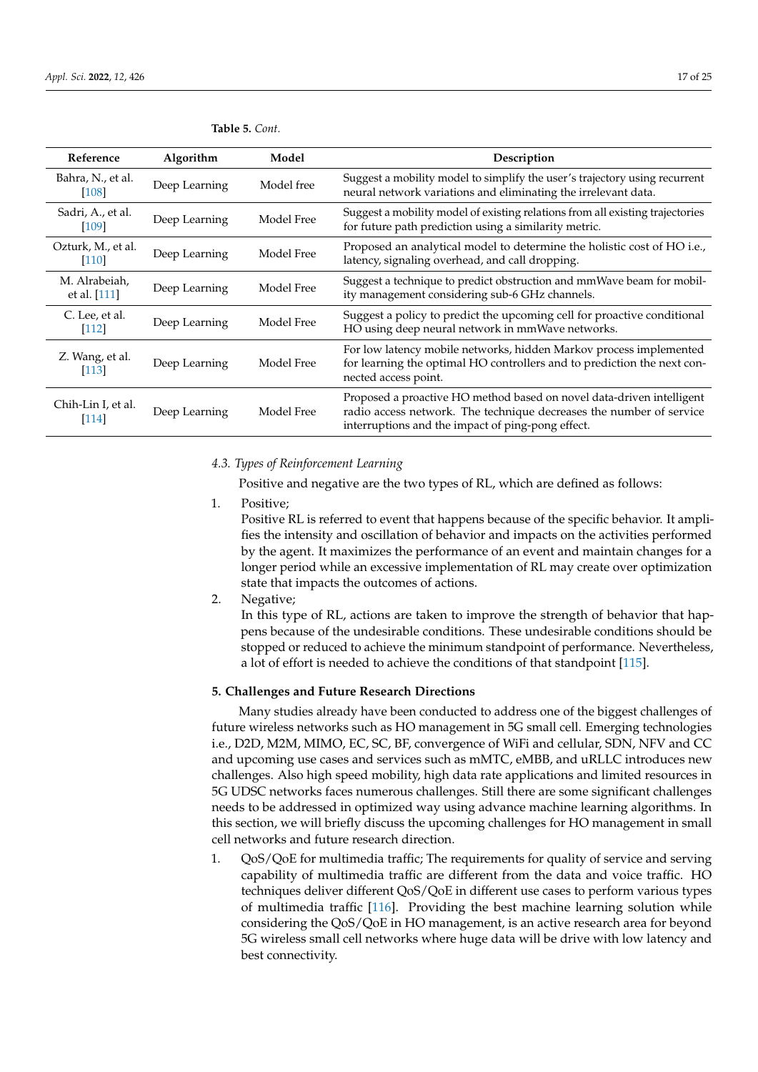**Table 5.** *Cont.*

| Reference | Algorithm | Model | Description |
| --- | --- | --- | --- |
| Bahra, N., et al. [108] | Deep Learning | Model free | Suggest a mobility model to simplify the user's trajectory using recurrent neural network variations and eliminating the irrelevant data. |
| Sadri, A., et al. [109] | Deep Learning | Model Free | Suggest a mobility model of existing relations from all existing trajectories for future path prediction using a similarity metric. |
| Ozturk, M., et al. [110] | Deep Learning | Model Free | Proposed an analytical model to determine the holistic cost of HO i.e., latency, signaling overhead, and call dropping. |
| M. Alrabeiah, et al. [111] | Deep Learning | Model Free | Suggest a technique to predict obstruction and mmWave beam for mobility management considering sub-6 GHz channels. |
| C. Lee, et al. [112] | Deep Learning | Model Free | Suggest a policy to predict the upcoming cell for proactive conditional HO using deep neural network in mmWave networks. |
| Z. Wang, et al. [113] | Deep Learning | Model Free | For low latency mobile networks, hidden Markov process implemented for learning the optimal HO controllers and to prediction the next connected access point. |
| Chih-Lin I, et al. [114] | Deep Learning | Model Free | Proposed a proactive HO method based on novel data-driven intelligent radio access network. The technique decreases the number of service interruptions and the impact of ping-pong effect. |

### *4.3. Types of Reinforcement Learning*

Positive and negative are the two types of RL, which are defined as follows:

1. Positive;
   Positive RL is referred to event that happens because of the specific behavior. It amplifies the intensity and oscillation of behavior and impacts on the activities performed by the agent. It maximizes the performance of an event and maintain changes for a longer period while an excessive implementation of RL may create over optimization state that impacts the outcomes of actions.
2. Negative;
   In this type of RL, actions are taken to improve the strength of behavior that happens because of the undesirable conditions. These undesirable conditions should be stopped or reduced to achieve the minimum standpoint of performance. Nevertheless, a lot of effort is needed to achieve the conditions of that standpoint [115].

## **5. Challenges and Future Research Directions**

Many studies already have been conducted to address one of the biggest challenges of future wireless networks such as HO management in 5G small cell. Emerging technologies i.e., D2D, M2M, MIMO, EC, SC, BF, convergence of WiFi and cellular, SDN, NFV and CC and upcoming use cases and services such as mMTC, eMBB, and uRLLC introduces new challenges. Also high speed mobility, high data rate applications and limited resources in 5G UDSC networks faces numerous challenges. Still there are some significant challenges needs to be addressed in optimized way using advance machine learning algorithms. In this section, we will briefly discuss the upcoming challenges for HO management in small cell networks and future research direction.

1. QoS/QoE for multimedia traffic; The requirements for quality of service and serving capability of multimedia traffic are different from the data and voice traffic. HO techniques deliver different QoS/QoE in different use cases to perform various types of multimedia traffic [116]. Providing the best machine learning solution while considering the QoS/QoE in HO management, is an active research area for beyond 5G wireless small cell networks where huge data will be drive with low latency and best connectivity.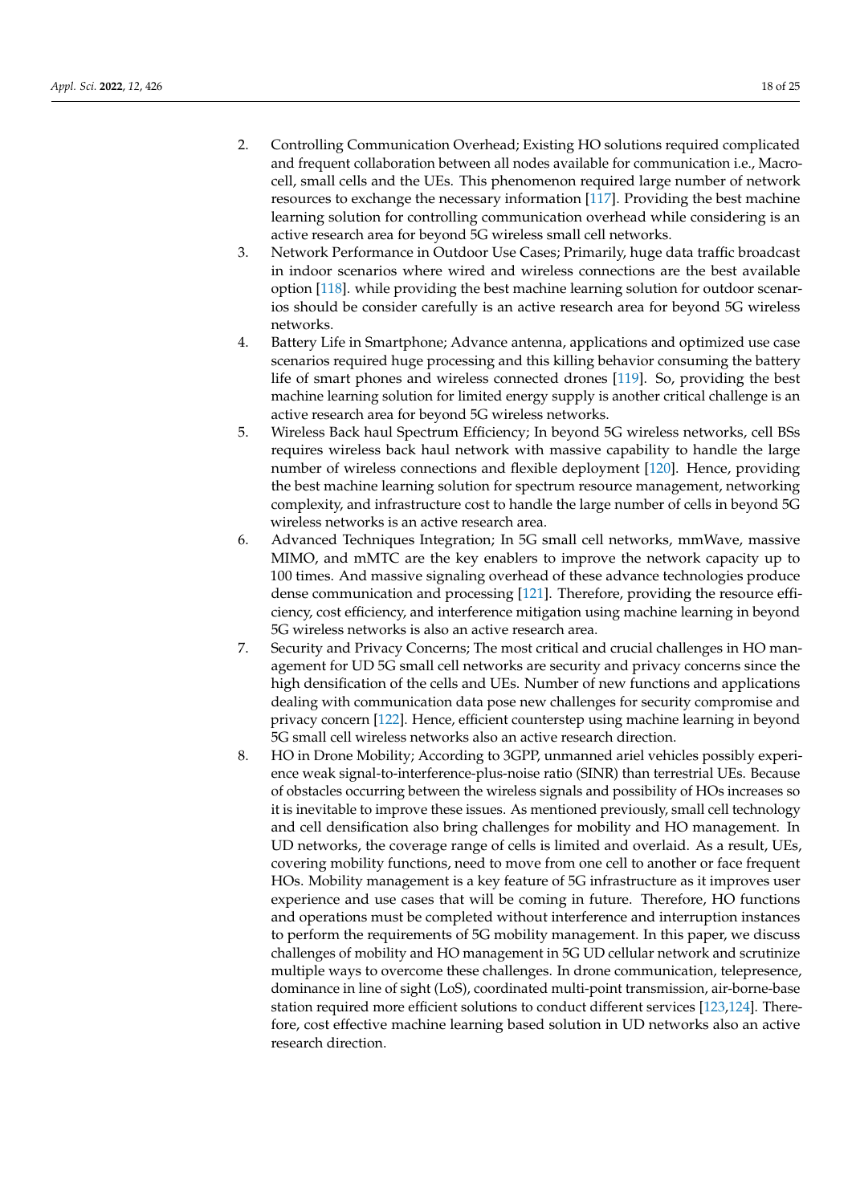2. Controlling Communication Overhead; Existing HO solutions required complicated and frequent collaboration between all nodes available for communication i.e., Macro-cell, small cells and the UEs. This phenomenon required large number of network resources to exchange the necessary information [117]. Providing the best machine learning solution for controlling communication overhead while considering is an active research area for beyond 5G wireless small cell networks.
3. Network Performance in Outdoor Use Cases; Primarily, huge data traffic broadcast in indoor scenarios where wired and wireless connections are the best available option [118]. while providing the best machine learning solution for outdoor scenarios should be consider carefully is an active research area for beyond 5G wireless networks.
4. Battery Life in Smartphone; Advance antenna, applications and optimized use case scenarios required huge processing and this killing behavior consuming the battery life of smart phones and wireless connected drones [119]. So, providing the best machine learning solution for limited energy supply is another critical challenge is an active research area for beyond 5G wireless networks.
5. Wireless Back haul Spectrum Efficiency; In beyond 5G wireless networks, cell BSs requires wireless back haul network with massive capability to handle the large number of wireless connections and flexible deployment [120]. Hence, providing the best machine learning solution for spectrum resource management, networking complexity, and infrastructure cost to handle the large number of cells in beyond 5G wireless networks is an active research area.
6. Advanced Techniques Integration; In 5G small cell networks, mmWave, massive MIMO, and mMTC are the key enablers to improve the network capacity up to 100 times. And massive signaling overhead of these advance technologies produce dense communication and processing [121]. Therefore, providing the resource efficiency, cost efficiency, and interference mitigation using machine learning in beyond 5G wireless networks is also an active research area.
7. Security and Privacy Concerns; The most critical and crucial challenges in HO management for UD 5G small cell networks are security and privacy concerns since the high densification of the cells and UEs. Number of new functions and applications dealing with communication data pose new challenges for security compromise and privacy concern [122]. Hence, efficient counterstep using machine learning in beyond 5G small cell wireless networks also an active research direction.
8. HO in Drone Mobility; According to 3GPP, unmanned ariel vehicles possibly experience weak signal-to-interference-plus-noise ratio (SINR) than terrestrial UEs. Because of obstacles occurring between the wireless signals and possibility of HOs increases so it is inevitable to improve these issues. As mentioned previously, small cell technology and cell densification also bring challenges for mobility and HO management. In UD networks, the coverage range of cells is limited and overlaid. As a result, UEs, covering mobility functions, need to move from one cell to another or face frequent HOs. Mobility management is a key feature of 5G infrastructure as it improves user experience and use cases that will be coming in future. Therefore, HO functions and operations must be completed without interference and interruption instances to perform the requirements of 5G mobility management. In this paper, we discuss challenges of mobility and HO management in 5G UD cellular network and scrutinize multiple ways to overcome these challenges. In drone communication, telepresence, dominance in line of sight (LoS), coordinated multi-point transmission, air-borne-base station required more efficient solutions to conduct different services [123,124]. Therefore, cost effective machine learning based solution in UD networks also an active research direction.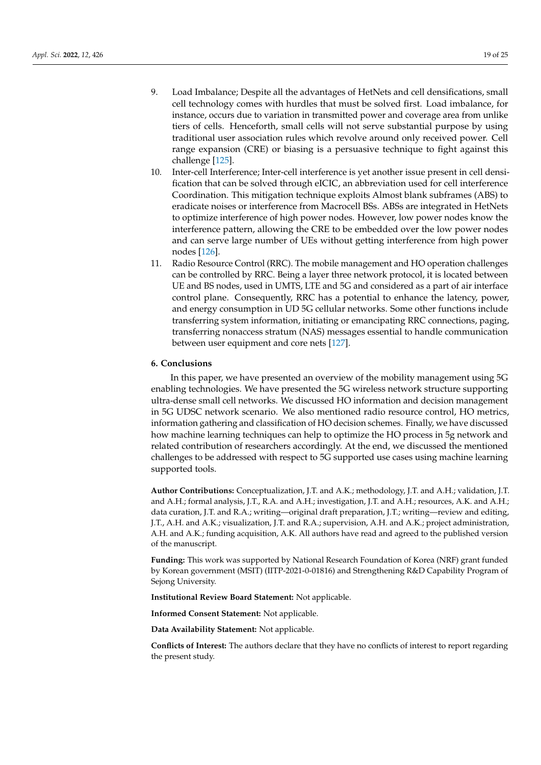9. Load Imbalance; Despite all the advantages of HetNets and cell densifications, small cell technology comes with hurdles that must be solved first. Load imbalance, for instance, occurs due to variation in transmitted power and coverage area from unlike tiers of cells. Henceforth, small cells will not serve substantial purpose by using traditional user association rules which revolve around only received power. Cell range expansion (CRE) or biasing is a persuasive technique to fight against this challenge [125].
10. Inter-cell Interference; Inter-cell interference is yet another issue present in cell densification that can be solved through eICIC, an abbreviation used for cell interference Coordination. This mitigation technique exploits Almost blank subframes (ABS) to eradicate noises or interference from Macrocell BSs. ABSs are integrated in HetNets to optimize interference of high power nodes. However, low power nodes know the interference pattern, allowing the CRE to be embedded over the low power nodes and can serve large number of UEs without getting interference from high power nodes [126].
11. Radio Resource Control (RRC). The mobile management and HO operation challenges can be controlled by RRC. Being a layer three network protocol, it is located between UE and BS nodes, used in UMTS, LTE and 5G and considered as a part of air interface control plane. Consequently, RRC has a potential to enhance the latency, power, and energy consumption in UD 5G cellular networks. Some other functions include transferring system information, initiating or emancipating RRC connections, paging, transferring nonaccess stratum (NAS) messages essential to handle communication between user equipment and core nets [127].

## 6. Conclusions

In this paper, we have presented an overview of the mobility management using 5G enabling technologies. We have presented the 5G wireless network structure supporting ultra-dense small cell networks. We discussed HO information and decision management in 5G UDSC network scenario. We also mentioned radio resource control, HO metrics, information gathering and classification of HO decision schemes. Finally, we have discussed how machine learning techniques can help to optimize the HO process in 5g network and related contribution of researchers accordingly. At the end, we discussed the mentioned challenges to be addressed with respect to 5G supported use cases using machine learning supported tools.

**Author Contributions:** Conceptualization, J.T. and A.K.; methodology, J.T. and A.H.; validation, J.T. and A.H.; formal analysis, J.T., R.A. and A.H.; investigation, J.T. and A.H.; resources, A.K. and A.H.; data curation, J.T. and R.A.; writing—original draft preparation, J.T.; writing—review and editing, J.T., A.H. and A.K.; visualization, J.T. and R.A.; supervision, A.H. and A.K.; project administration, A.H. and A.K.; funding acquisition, A.K. All authors have read and agreed to the published version of the manuscript.

**Funding:** This work was supported by National Research Foundation of Korea (NRF) grant funded by Korean government (MSIT) (IITP-2021-0-01816) and Strengthening R&D Capability Program of Sejong University.

**Institutional Review Board Statement:** Not applicable.

**Informed Consent Statement:** Not applicable.

**Data Availability Statement:** Not applicable.

**Conflicts of Interest:** The authors declare that they have no conflicts of interest to report regarding the present study.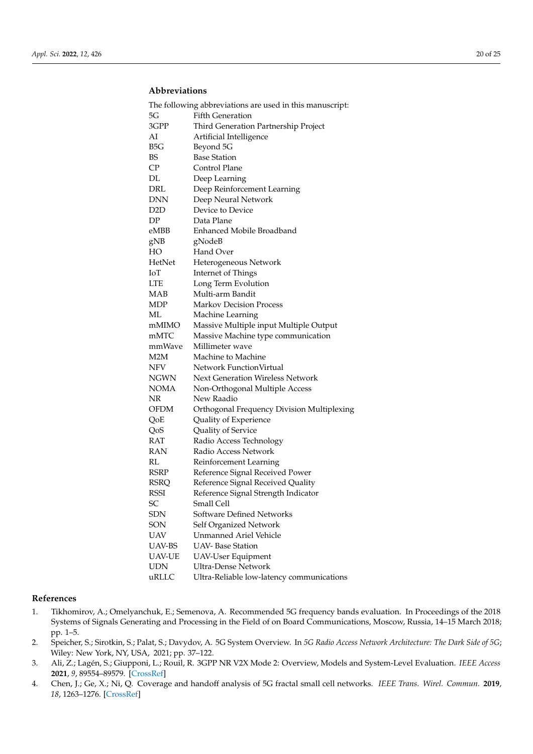## Abbreviations

The following abbreviations are used in this manuscript:

| | |
|---|---|
| 5G | Fifth Generation |
| 3GPP | Third Generation Partnership Project |
| AI | Artificial Intelligence |
| B5G | Beyond 5G |
| BS | Base Station |
| CP | Control Plane |
| DL | Deep Learning |
| DRL | Deep Reinforcement Learning |
| DNN | Deep Neural Network |
| D2D | Device to Device |
| DP | Data Plane |
| eMBB | Enhanced Mobile Broadband |
| gNB | gNodeB |
| HO | Hand Over |
| HetNet | Heterogeneous Network |
| IoT | Internet of Things |
| LTE | Long Term Evolution |
| MAB | Multi-arm Bandit |
| MDP | Markov Decision Process |
| ML | Machine Learning |
| mMIMO | Massive Multiple input Multiple Output |
| mMTC | Massive Machine type communication |
| mmWave | Millimeter wave |
| M2M | Machine to Machine |
| NFV | Network FunctionVirtual |
| NGWN | Next Generation Wireless Network |
| NOMA | Non-Orthogonal Multiple Access |
| NR | New Raadio |
| OFDM | Orthogonal Frequency Division Multiplexing |
| QoE | Quality of Experience |
| QoS | Quality of Service |
| RAT | Radio Access Technology |
| RAN | Radio Access Network |
| RL | Reinforcement Learning |
| RSRP | Reference Signal Received Power |
| RSRQ | Reference Signal Received Quality |
| RSSI | Reference Signal Strength Indicator |
| SC | Small Cell |
| SDN | Software Defined Networks |
| SON | Self Organized Network |
| UAV | Unmanned Ariel Vehicle |
| UAV-BS | UAV- Base Station |
| UAV-UE | UAV-User Equipment |
| UDN | Ultra-Dense Network |
| uRLLC | Ultra-Reliable low-latency communications |

## References

1. Tikhomirov, A.; Omelyanchuk, E.; Semenova, A. Recommended 5G frequency bands evaluation. In Proceedings of the 2018 Systems of Signals Generating and Processing in the Field of on Board Communications, Moscow, Russia, 14–15 March 2018; pp. 1–5.
2. Speicher, S.; Sirotkin, S.; Palat, S.; Davydov, A. 5G System Overview. In *5G Radio Access Network Architecture: The Dark Side of 5G*; Wiley: New York, NY, USA, 2021; pp. 37–122.
3. Ali, Z.; Lagén, S.; Giupponi, L.; Rouil, R. 3GPP NR V2X Mode 2: Overview, Models and System-Level Evaluation. *IEEE Access* **2021**, *9*, 89554–89579. [CrossRef]
4. Chen, J.; Ge, X.; Ni, Q. Coverage and handoff analysis of 5G fractal small cell networks. *IEEE Trans. Wirel. Commun.* **2019**, *18*, 1263–1276. [CrossRef]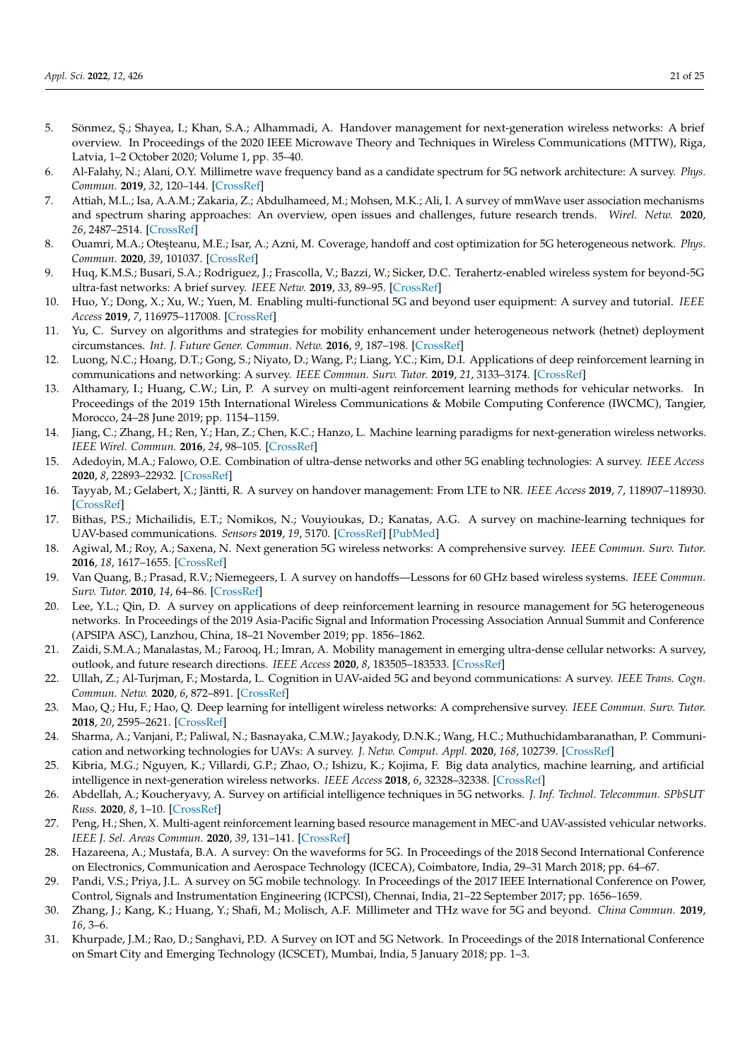5. Sönmez, Ş.; Shayea, I.; Khan, S.A.; Alhammadi, A. Handover management for next-generation wireless networks: A brief overview. In Proceedings of the 2020 IEEE Microwave Theory and Techniques in Wireless Communications (MTTW), Riga, Latvia, 1–2 October 2020; Volume 1, pp. 35–40.
6. Al-Falahy, N.; Alani, O.Y. Millimetre wave frequency band as a candidate spectrum for 5G network architecture: A survey. *Phys. Commun.* **2019**, *32*, 120–144. [CrossRef]
7. Attiah, M.L.; Isa, A.A.M.; Zakaria, Z.; Abdulhameed, M.; Mohsen, M.K.; Ali, I. A survey of mmWave user association mechanisms and spectrum sharing approaches: An overview, open issues and challenges, future research trends. *Wirel. Netw.* **2020**, *26*, 2487–2514. [CrossRef]
8. Ouamri, M.A.; Oteşteanu, M.E.; Isar, A.; Azni, M. Coverage, handoff and cost optimization for 5G heterogeneous network. *Phys. Commun.* **2020**, *39*, 101037. [CrossRef]
9. Huq, K.M.S.; Busari, S.A.; Rodriguez, J.; Frascolla, V.; Bazzi, W.; Sicker, D.C. Terahertz-enabled wireless system for beyond-5G ultra-fast networks: A brief survey. *IEEE Netw.* **2019**, *33*, 89–95. [CrossRef]
10. Huo, Y.; Dong, X.; Xu, W.; Yuen, M. Enabling multi-functional 5G and beyond user equipment: A survey and tutorial. *IEEE Access* **2019**, *7*, 116975–117008. [CrossRef]
11. Yu, C. Survey on algorithms and strategies for mobility enhancement under heterogeneous network (hetnet) deployment circumstances. *Int. J. Future Gener. Commun. Netw.* **2016**, *9*, 187–198. [CrossRef]
12. Luong, N.C.; Hoang, D.T.; Gong, S.; Niyato, D.; Wang, P.; Liang, Y.C.; Kim, D.I. Applications of deep reinforcement learning in communications and networking: A survey. *IEEE Commun. Surv. Tutor.* **2019**, *21*, 3133–3174. [CrossRef]
13. Althamary, I.; Huang, C.W.; Lin, P. A survey on multi-agent reinforcement learning methods for vehicular networks. In Proceedings of the 2019 15th International Wireless Communications & Mobile Computing Conference (IWCMC), Tangier, Morocco, 24–28 June 2019; pp. 1154–1159.
14. Jiang, C.; Zhang, H.; Ren, Y.; Han, Z.; Chen, K.C.; Hanzo, L. Machine learning paradigms for next-generation wireless networks. *IEEE Wirel. Commun.* **2016**, *24*, 98–105. [CrossRef]
15. Adedoyin, M.A.; Falowo, O.E. Combination of ultra-dense networks and other 5G enabling technologies: A survey. *IEEE Access* **2020**, *8*, 22893–22932. [CrossRef]
16. Tayyab, M.; Gelabert, X.; Jäntti, R. A survey on handover management: From LTE to NR. *IEEE Access* **2019**, *7*, 118907–118930. [CrossRef]
17. Bithas, P.S.; Michailidis, E.T.; Nomikos, N.; Vouyioukas, D.; Kanatas, A.G. A survey on machine-learning techniques for UAV-based communications. *Sensors* **2019**, *19*, 5170. [CrossRef] [PubMed]
18. Agiwal, M.; Roy, A.; Saxena, N. Next generation 5G wireless networks: A comprehensive survey. *IEEE Commun. Surv. Tutor.* **2016**, *18*, 1617–1655. [CrossRef]
19. Van Quang, B.; Prasad, R.V.; Niemegeers, I. A survey on handoffs—Lessons for 60 GHz based wireless systems. *IEEE Commun. Surv. Tutor.* **2010**, *14*, 64–86. [CrossRef]
20. Lee, Y.L.; Qin, D. A survey on applications of deep reinforcement learning in resource management for 5G heterogeneous networks. In Proceedings of the 2019 Asia-Pacific Signal and Information Processing Association Annual Summit and Conference (APSIPA ASC), Lanzhou, China, 18–21 November 2019; pp. 1856–1862.
21. Zaidi, S.M.A.; Manalastas, M.; Farooq, H.; Imran, A. Mobility management in emerging ultra-dense cellular networks: A survey, outlook, and future research directions. *IEEE Access* **2020**, *8*, 183505–183533. [CrossRef]
22. Ullah, Z.; Al-Turjman, F.; Mostarda, L. Cognition in UAV-aided 5G and beyond communications: A survey. *IEEE Trans. Cogn. Commun. Netw.* **2020**, *6*, 872–891. [CrossRef]
23. Mao, Q.; Hu, F.; Hao, Q. Deep learning for intelligent wireless networks: A comprehensive survey. *IEEE Commun. Surv. Tutor.* **2018**, *20*, 2595–2621. [CrossRef]
24. Sharma, A.; Vanjani, P.; Paliwal, N.; Basnayaka, C.M.W.; Jayakody, D.N.K.; Wang, H.C.; Muthuchidambaranathan, P. Communication and networking technologies for UAVs: A survey. *J. Netw. Comput. Appl.* **2020**, *168*, 102739. [CrossRef]
25. Kibria, M.G.; Nguyen, K.; Villardi, G.P.; Zhao, O.; Ishizu, K.; Kojima, F. Big data analytics, machine learning, and artificial intelligence in next-generation wireless networks. *IEEE Access* **2018**, *6*, 32328–32338. [CrossRef]
26. Abdellah, A.; Koucheryavy, A. Survey on artificial intelligence techniques in 5G networks. *J. Inf. Technol. Telecommun. SPbSUT Russ.* **2020**, *8*, 1–10. [CrossRef]
27. Peng, H.; Shen, X. Multi-agent reinforcement learning based resource management in MEC-and UAV-assisted vehicular networks. *IEEE J. Sel. Areas Commun.* **2020**, *39*, 131–141. [CrossRef]
28. Hazareena, A.; Mustafa, B.A. A survey: On the waveforms for 5G. In Proceedings of the 2018 Second International Conference on Electronics, Communication and Aerospace Technology (ICECA), Coimbatore, India, 29–31 March 2018; pp. 64–67.
29. Pandi, V.S.; Priya, J.L. A survey on 5G mobile technology. In Proceedings of the 2017 IEEE International Conference on Power, Control, Signals and Instrumentation Engineering (ICPCSI), Chennai, India, 21–22 September 2017; pp. 1656–1659.
30. Zhang, J.; Kang, K.; Huang, Y.; Shafi, M.; Molisch, A.F. Millimeter and THz wave for 5G and beyond. *China Commun.* **2019**, *16*, 3–6.
31. Khurpade, J.M.; Rao, D.; Sanghavi, P.D. A Survey on IOT and 5G Network. In Proceedings of the 2018 International Conference on Smart City and Emerging Technology (ICSCET), Mumbai, India, 5 January 2018; pp. 1–3.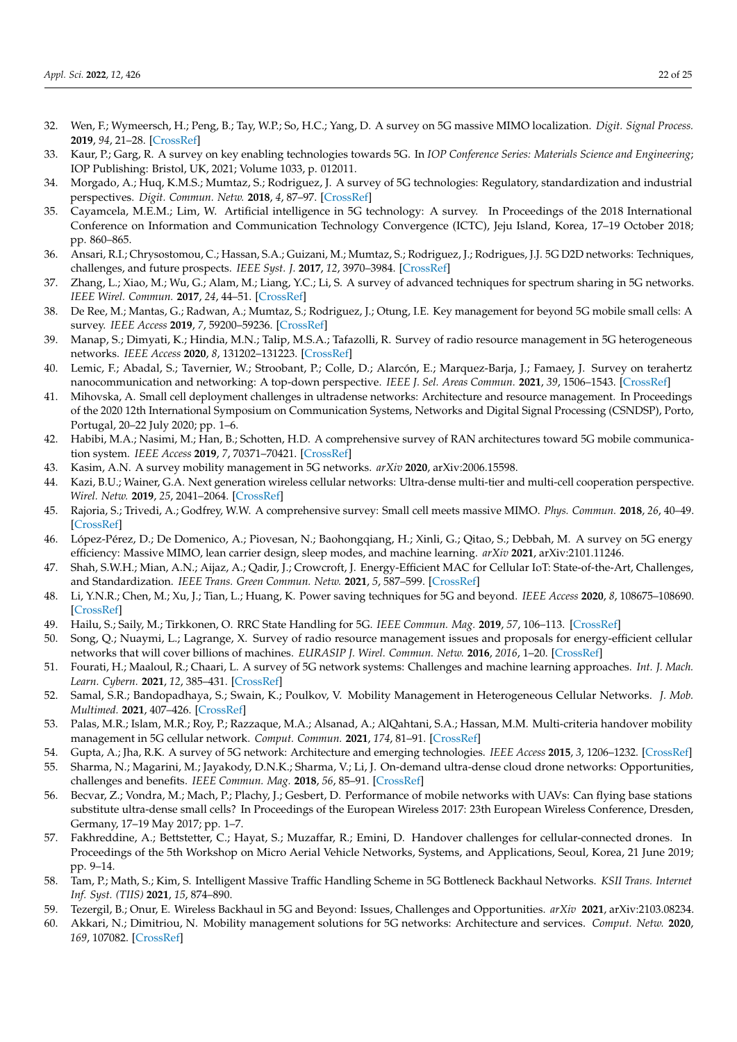32. Wen, F.; Wymeersch, H.; Peng, B.; Tay, W.P.; So, H.C.; Yang, D. A survey on 5G massive MIMO localization. *Digit. Signal Process.* **2019**, *94*, 21–28. [CrossRef]
33. Kaur, P.; Garg, R. A survey on key enabling technologies towards 5G. In *IOP Conference Series: Materials Science and Engineering*; IOP Publishing: Bristol, UK, 2021; Volume 1033, p. 012011.
34. Morgado, A.; Huq, K.M.S.; Mumtaz, S.; Rodriguez, J. A survey of 5G technologies: Regulatory, standardization and industrial perspectives. *Digit. Commun. Netw.* **2018**, *4*, 87–97. [CrossRef]
35. Cayamcela, M.E.M.; Lim, W. Artificial intelligence in 5G technology: A survey. In Proceedings of the 2018 International Conference on Information and Communication Technology Convergence (ICTC), Jeju Island, Korea, 17–19 October 2018; pp. 860–865.
36. Ansari, R.I.; Chrysostomou, C.; Hassan, S.A.; Guizani, M.; Mumtaz, S.; Rodriguez, J.; Rodrigues, J.J. 5G D2D networks: Techniques, challenges, and future prospects. *IEEE Syst. J.* **2017**, *12*, 3970–3984. [CrossRef]
37. Zhang, L.; Xiao, M.; Wu, G.; Alam, M.; Liang, Y.C.; Li, S. A survey of advanced techniques for spectrum sharing in 5G networks. *IEEE Wirel. Commun.* **2017**, *24*, 44–51. [CrossRef]
38. De Ree, M.; Mantas, G.; Radwan, A.; Mumtaz, S.; Rodriguez, J.; Otung, I.E. Key management for beyond 5G mobile small cells: A survey. *IEEE Access* **2019**, *7*, 59200–59236. [CrossRef]
39. Manap, S.; Dimyati, K.; Hindia, M.N.; Talip, M.S.A.; Tafazolli, R. Survey of radio resource management in 5G heterogeneous networks. *IEEE Access* **2020**, *8*, 131202–131223. [CrossRef]
40. Lemic, F.; Abadal, S.; Tavernier, W.; Stroobant, P.; Colle, D.; Alarcón, E.; Marquez-Barja, J.; Famaey, J. Survey on terahertz nanocommunication and networking: A top-down perspective. *IEEE J. Sel. Areas Commun.* **2021**, *39*, 1506–1543. [CrossRef]
41. Mihovska, A. Small cell deployment challenges in ultradense networks: Architecture and resource management. In Proceedings of the 2020 12th International Symposium on Communication Systems, Networks and Digital Signal Processing (CSNDSP), Porto, Portugal, 20–22 July 2020; pp. 1–6.
42. Habibi, M.A.; Nasimi, M.; Han, B.; Schotten, H.D. A comprehensive survey of RAN architectures toward 5G mobile communication system. *IEEE Access* **2019**, *7*, 70371–70421. [CrossRef]
43. Kasim, A.N. A survey mobility management in 5G networks. *arXiv* **2020**, arXiv:2006.15598.
44. Kazi, B.U.; Wainer, G.A. Next generation wireless cellular networks: Ultra-dense multi-tier and multi-cell cooperation perspective. *Wirel. Netw.* **2019**, *25*, 2041–2064. [CrossRef]
45. Rajoria, S.; Trivedi, A.; Godfrey, W.W. A comprehensive survey: Small cell meets massive MIMO. *Phys. Commun.* **2018**, *26*, 40–49. [CrossRef]
46. López-Pérez, D.; De Domenico, A.; Piovesan, N.; Baohongqiang, H.; Xinli, G.; Qitao, S.; Debbah, M. A survey on 5G energy efficiency: Massive MIMO, lean carrier design, sleep modes, and machine learning. *arXiv* **2021**, arXiv:2101.11246.
47. Shah, S.W.H.; Mian, A.N.; Aijaz, A.; Qadir, J.; Crowcroft, J. Energy-Efficient MAC for Cellular IoT: State-of-the-Art, Challenges, and Standardization. *IEEE Trans. Green Commun. Netw.* **2021**, *5*, 587–599. [CrossRef]
48. Li, Y.N.R.; Chen, M.; Xu, J.; Tian, L.; Huang, K. Power saving techniques for 5G and beyond. *IEEE Access* **2020**, *8*, 108675–108690. [CrossRef]
49. Hailu, S.; Saily, M.; Tirkkonen, O. RRC State Handling for 5G. *IEEE Commun. Mag.* **2019**, *57*, 106–113. [CrossRef]
50. Song, Q.; Nuaymi, L.; Lagrange, X. Survey of radio resource management issues and proposals for energy-efficient cellular networks that will cover billions of machines. *EURASIP J. Wirel. Commun. Netw.* **2016**, *2016*, 1–20. [CrossRef]
51. Fourati, H.; Maaloul, R.; Chaari, L. A survey of 5G network systems: Challenges and machine learning approaches. *Int. J. Mach. Learn. Cybern.* **2021**, *12*, 385–431. [CrossRef]
52. Samal, S.R.; Bandopadhaya, S.; Swain, K.; Poulkov, V. Mobility Management in Heterogeneous Cellular Networks. *J. Mob. Multimed.* **2021**, 407–426. [CrossRef]
53. Palas, M.R.; Islam, M.R.; Roy, P.; Razzaque, M.A.; Alsanad, A.; AlQahtani, S.A.; Hassan, M.M. Multi-criteria handover mobility management in 5G cellular network. *Comput. Commun.* **2021**, *174*, 81–91. [CrossRef]
54. Gupta, A.; Jha, R.K. A survey of 5G network: Architecture and emerging technologies. *IEEE Access* **2015**, *3*, 1206–1232. [CrossRef]
55. Sharma, N.; Magarini, M.; Jayakody, D.N.K.; Sharma, V.; Li, J. On-demand ultra-dense cloud drone networks: Opportunities, challenges and benefits. *IEEE Commun. Mag.* **2018**, *56*, 85–91. [CrossRef]
56. Becvar, Z.; Vondra, M.; Mach, P.; Plachy, J.; Gesbert, D. Performance of mobile networks with UAVs: Can flying base stations substitute ultra-dense small cells? In Proceedings of the European Wireless 2017: 23th European Wireless Conference, Dresden, Germany, 17–19 May 2017; pp. 1–7.
57. Fakhreddine, A.; Bettstetter, C.; Hayat, S.; Muzaffar, R.; Emini, D. Handover challenges for cellular-connected drones. In Proceedings of the 5th Workshop on Micro Aerial Vehicle Networks, Systems, and Applications, Seoul, Korea, 21 June 2019; pp. 9–14.
58. Tam, P.; Math, S.; Kim, S. Intelligent Massive Traffic Handling Scheme in 5G Bottleneck Backhaul Networks. *KSII Trans. Internet Inf. Syst. (TIIS)* **2021**, *15*, 874–890.
59. Tezergil, B.; Onur, E. Wireless Backhaul in 5G and Beyond: Issues, Challenges and Opportunities. *arXiv* **2021**, arXiv:2103.08234.
60. Akkari, N.; Dimitriou, N. Mobility management solutions for 5G networks: Architecture and services. *Comput. Netw.* **2020**, *169*, 107082. [CrossRef]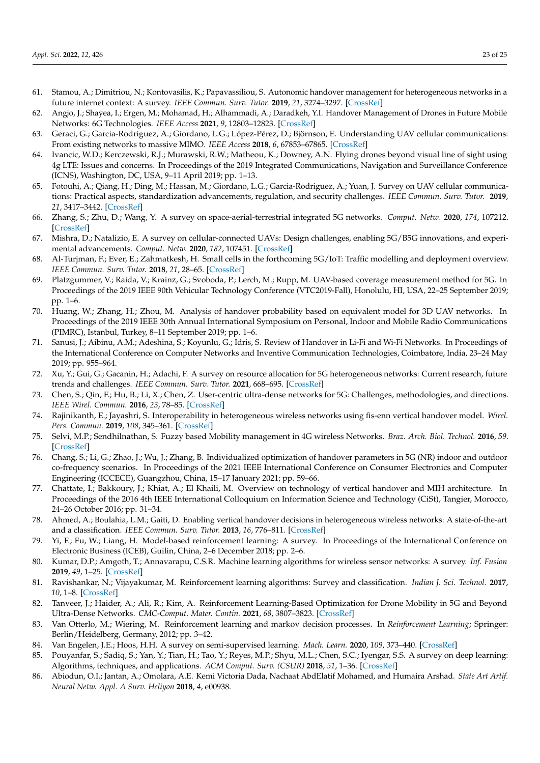61. Stamou, A.; Dimitriou, N.; Kontovasilis, K.; Papavassiliou, S. Autonomic handover management for heterogeneous networks in a future internet context: A survey. *IEEE Commun. Surv. Tutor.* **2019**, *21*, 3274–3297. [CrossRef]
62. Angjo, J.; Shayea, I.; Ergen, M.; Mohamad, H.; Alhammadi, A.; Daradkeh, Y.I. Handover Management of Drones in Future Mobile Networks: 6G Technologies. *IEEE Access* **2021**, *9*, 12803–12823. [CrossRef]
63. Geraci, G.; Garcia-Rodriguez, A.; Giordano, L.G.; López-Pérez, D.; Björnson, E. Understanding UAV cellular communications: From existing networks to massive MIMO. *IEEE Access* **2018**, *6*, 67853–67865. [CrossRef]
64. Ivancic, W.D.; Kerczewski, R.J.; Murawski, R.W.; Matheou, K.; Downey, A.N. Flying drones beyond visual line of sight using 4g LTE: Issues and concerns. In Proceedings of the 2019 Integrated Communications, Navigation and Surveillance Conference (ICNS), Washington, DC, USA, 9–11 April 2019; pp. 1–13.
65. Fotouhi, A.; Qiang, H.; Ding, M.; Hassan, M.; Giordano, L.G.; Garcia-Rodriguez, A.; Yuan, J. Survey on UAV cellular communications: Practical aspects, standardization advancements, regulation, and security challenges. *IEEE Commun. Surv. Tutor.* **2019**, *21*, 3417–3442. [CrossRef]
66. Zhang, S.; Zhu, D.; Wang, Y. A survey on space-aerial-terrestrial integrated 5G networks. *Comput. Netw.* **2020**, *174*, 107212. [CrossRef]
67. Mishra, D.; Natalizio, E. A survey on cellular-connected UAVs: Design challenges, enabling 5G/B5G innovations, and experimental advancements. *Comput. Netw.* **2020**, *182*, 107451. [CrossRef]
68. Al-Turjman, F.; Ever, E.; Zahmatkesh, H. Small cells in the forthcoming 5G/IoT: Traffic modelling and deployment overview. *IEEE Commun. Surv. Tutor.* **2018**, *21*, 28–65. [CrossRef]
69. Platzgummer, V.; Raida, V.; Krainz, G.; Svoboda, P.; Lerch, M.; Rupp, M. UAV-based coverage measurement method for 5G. In Proceedings of the 2019 IEEE 90th Vehicular Technology Conference (VTC2019-Fall), Honolulu, HI, USA, 22–25 September 2019; pp. 1–6.
70. Huang, W.; Zhang, H.; Zhou, M. Analysis of handover probability based on equivalent model for 3D UAV networks. In Proceedings of the 2019 IEEE 30th Annual International Symposium on Personal, Indoor and Mobile Radio Communications (PIMRC), Istanbul, Turkey, 8–11 September 2019; pp. 1–6.
71. Sanusi, J.; Aibinu, A.M.; Adeshina, S.; Koyunlu, G.; Idris, S. Review of Handover in Li-Fi and Wi-Fi Networks. In Proceedings of the International Conference on Computer Networks and Inventive Communication Technologies, Coimbatore, India, 23–24 May 2019; pp. 955–964.
72. Xu, Y.; Gui, G.; Gacanin, H.; Adachi, F. A survey on resource allocation for 5G heterogeneous networks: Current research, future trends and challenges. *IEEE Commun. Surv. Tutor.* **2021**, 668–695. [CrossRef]
73. Chen, S.; Qin, F.; Hu, B.; Li, X.; Chen, Z. User-centric ultra-dense networks for 5G: Challenges, methodologies, and directions. *IEEE Wirel. Commun.* **2016**, *23*, 78–85. [CrossRef]
74. Rajinikanth, E.; Jayashri, S. Interoperability in heterogeneous wireless networks using fis-enn vertical handover model. *Wirel. Pers. Commun.* **2019**, *108*, 345–361. [CrossRef]
75. Selvi, M.P.; Sendhilnathan, S. Fuzzy based Mobility management in 4G wireless Networks. *Braz. Arch. Biol. Technol.* **2016**, *59*. [CrossRef]
76. Chang, S.; Li, G.; Zhao, J.; Wu, J.; Zhang, B. Individualized optimization of handover parameters in 5G (NR) indoor and outdoor co-frequency scenarios. In Proceedings of the 2021 IEEE International Conference on Consumer Electronics and Computer Engineering (ICCECE), Guangzhou, China, 15–17 January 2021; pp. 59–66.
77. Chattate, I.; Bakkoury, J.; Khiat, A.; El Khaili, M. Overview on technology of vertical handover and MIH architecture. In Proceedings of the 2016 4th IEEE International Colloquium on Information Science and Technology (CiSt), Tangier, Morocco, 24–26 October 2016; pp. 31–34.
78. Ahmed, A.; Boulahia, L.M.; Gaiti, D. Enabling vertical handover decisions in heterogeneous wireless networks: A state-of-the-art and a classification. *IEEE Commun. Surv. Tutor.* **2013**, *16*, 776–811. [CrossRef]
79. Yi, F.; Fu, W.; Liang, H. Model-based reinforcement learning: A survey. In Proceedings of the International Conference on Electronic Business (ICEB), Guilin, China, 2–6 December 2018; pp. 2–6.
80. Kumar, D.P.; Amgoth, T.; Annavarapu, C.S.R. Machine learning algorithms for wireless sensor networks: A survey. *Inf. Fusion* **2019**, *49*, 1–25. [CrossRef]
81. Ravishankar, N.; Vijayakumar, M. Reinforcement learning algorithms: Survey and classification. *Indian J. Sci. Technol.* **2017**, *10*, 1–8. [CrossRef]
82. Tanveer, J.; Haider, A.; Ali, R.; Kim, A. Reinforcement Learning-Based Optimization for Drone Mobility in 5G and Beyond Ultra-Dense Networks. *CMC-Comput. Mater. Contin.* **2021**, *68*, 3807–3823. [CrossRef]
83. Van Otterlo, M.; Wiering, M. Reinforcement learning and markov decision processes. In *Reinforcement Learning*; Springer: Berlin/Heidelberg, Germany, 2012; pp. 3–42.
84. Van Engelen, J.E.; Hoos, H.H. A survey on semi-supervised learning. *Mach. Learn.* **2020**, *109*, 373–440. [CrossRef]
85. Pouyanfar, S.; Sadiq, S.; Yan, Y.; Tian, H.; Tao, Y.; Reyes, M.P.; Shyu, M.L.; Chen, S.C.; Iyengar, S.S. A survey on deep learning: Algorithms, techniques, and applications. *ACM Comput. Surv. (CSUR)* **2018**, *51*, 1–36. [CrossRef]
86. Abiodun, O.I.; Jantan, A.; Omolara, A.E. Kemi Victoria Dada, Nachaat AbdElatif Mohamed, and Humaira Arshad. *State Art Artif. Neural Netw. Appl. A Surv. Heliyon* **2018**, *4*, e00938.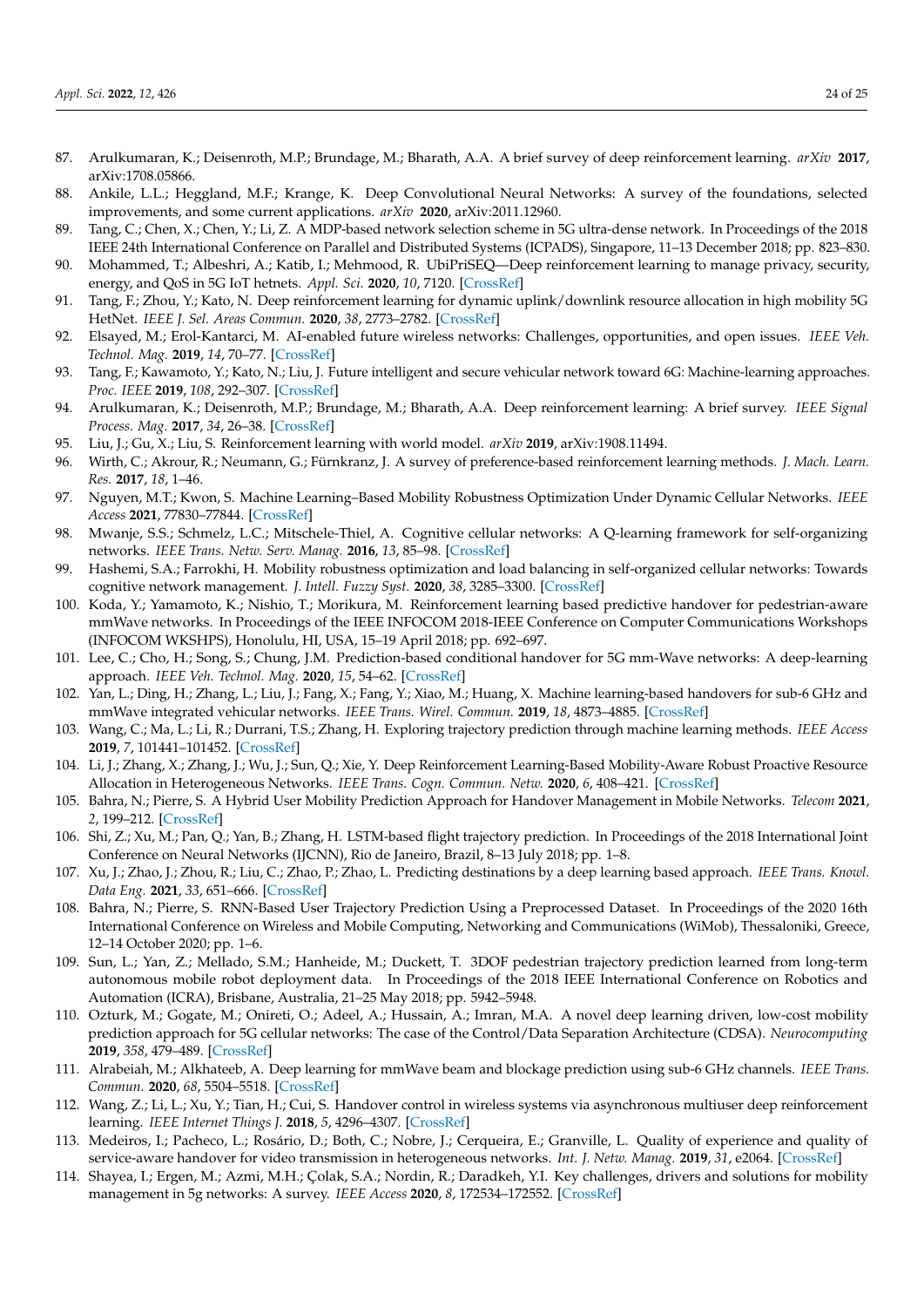87. Arulkumaran, K.; Deisenroth, M.P.; Brundage, M.; Bharath, A.A. A brief survey of deep reinforcement learning. *arXiv* **2017**, arXiv:1708.05866.
88. Ankile, L.L.; Heggland, M.F.; Krange, K. Deep Convolutional Neural Networks: A survey of the foundations, selected improvements, and some current applications. *arXiv* **2020**, arXiv:2011.12960.
89. Tang, C.; Chen, X.; Chen, Y.; Li, Z. A MDP-based network selection scheme in 5G ultra-dense network. In Proceedings of the 2018 IEEE 24th International Conference on Parallel and Distributed Systems (ICPADS), Singapore, 11–13 December 2018; pp. 823–830.
90. Mohammed, T.; Albeshri, A.; Katib, I.; Mehmood, R. UbiPriSEQ—Deep reinforcement learning to manage privacy, security, energy, and QoS in 5G IoT hetnets. *Appl. Sci.* **2020**, *10*, 7120. [CrossRef]
91. Tang, F.; Zhou, Y.; Kato, N. Deep reinforcement learning for dynamic uplink/downlink resource allocation in high mobility 5G HetNet. *IEEE J. Sel. Areas Commun.* **2020**, *38*, 2773–2782. [CrossRef]
92. Elsayed, M.; Erol-Kantarci, M. AI-enabled future wireless networks: Challenges, opportunities, and open issues. *IEEE Veh. Technol. Mag.* **2019**, *14*, 70–77. [CrossRef]
93. Tang, F.; Kawamoto, Y.; Kato, N.; Liu, J. Future intelligent and secure vehicular network toward 6G: Machine-learning approaches. *Proc. IEEE* **2019**, *108*, 292–307. [CrossRef]
94. Arulkumaran, K.; Deisenroth, M.P.; Brundage, M.; Bharath, A.A. Deep reinforcement learning: A brief survey. *IEEE Signal Process. Mag.* **2017**, *34*, 26–38. [CrossRef]
95. Liu, J.; Gu, X.; Liu, S. Reinforcement learning with world model. *arXiv* **2019**, arXiv:1908.11494.
96. Wirth, C.; Akrour, R.; Neumann, G.; Fürnkranz, J. A survey of preference-based reinforcement learning methods. *J. Mach. Learn. Res.* **2017**, *18*, 1–46.
97. Nguyen, M.T.; Kwon, S. Machine Learning–Based Mobility Robustness Optimization Under Dynamic Cellular Networks. *IEEE Access* **2021**, 77830–77844. [CrossRef]
98. Mwanje, S.S.; Schmelz, L.C.; Mitschele-Thiel, A. Cognitive cellular networks: A Q-learning framework for self-organizing networks. *IEEE Trans. Netw. Serv. Manag.* **2016**, *13*, 85–98. [CrossRef]
99. Hashemi, S.A.; Farrokhi, H. Mobility robustness optimization and load balancing in self-organized cellular networks: Towards cognitive network management. *J. Intell. Fuzzy Syst.* **2020**, *38*, 3285–3300. [CrossRef]
100. Koda, Y.; Yamamoto, K.; Nishio, T.; Morikura, M. Reinforcement learning based predictive handover for pedestrian-aware mmWave networks. In Proceedings of the IEEE INFOCOM 2018-IEEE Conference on Computer Communications Workshops (INFOCOM WKSHPS), Honolulu, HI, USA, 15–19 April 2018; pp. 692–697.
101. Lee, C.; Cho, H.; Song, S.; Chung, J.M. Prediction-based conditional handover for 5G mm-Wave networks: A deep-learning approach. *IEEE Veh. Technol. Mag.* **2020**, *15*, 54–62. [CrossRef]
102. Yan, L.; Ding, H.; Zhang, L.; Liu, J.; Fang, X.; Fang, Y.; Xiao, M.; Huang, X. Machine learning-based handovers for sub-6 GHz and mmWave integrated vehicular networks. *IEEE Trans. Wirel. Commun.* **2019**, *18*, 4873–4885. [CrossRef]
103. Wang, C.; Ma, L.; Li, R.; Durrani, T.S.; Zhang, H. Exploring trajectory prediction through machine learning methods. *IEEE Access* **2019**, *7*, 101441–101452. [CrossRef]
104. Li, J.; Zhang, X.; Zhang, J.; Wu, J.; Sun, Q.; Xie, Y. Deep Reinforcement Learning-Based Mobility-Aware Robust Proactive Resource Allocation in Heterogeneous Networks. *IEEE Trans. Cogn. Commun. Netw.* **2020**, *6*, 408–421. [CrossRef]
105. Bahra, N.; Pierre, S. A Hybrid User Mobility Prediction Approach for Handover Management in Mobile Networks. *Telecom* **2021**, *2*, 199–212. [CrossRef]
106. Shi, Z.; Xu, M.; Pan, Q.; Yan, B.; Zhang, H. LSTM-based flight trajectory prediction. In Proceedings of the 2018 International Joint Conference on Neural Networks (IJCNN), Rio de Janeiro, Brazil, 8–13 July 2018; pp. 1–8.
107. Xu, J.; Zhao, J.; Zhou, R.; Liu, C.; Zhao, P.; Zhao, L. Predicting destinations by a deep learning based approach. *IEEE Trans. Knowl. Data Eng.* **2021**, *33*, 651–666. [CrossRef]
108. Bahra, N.; Pierre, S. RNN-Based User Trajectory Prediction Using a Preprocessed Dataset. In Proceedings of the 2020 16th International Conference on Wireless and Mobile Computing, Networking and Communications (WiMob), Thessaloniki, Greece, 12–14 October 2020; pp. 1–6.
109. Sun, L.; Yan, Z.; Mellado, S.M.; Hanheide, M.; Duckett, T. 3DOF pedestrian trajectory prediction learned from long-term autonomous mobile robot deployment data. In Proceedings of the 2018 IEEE International Conference on Robotics and Automation (ICRA), Brisbane, Australia, 21–25 May 2018; pp. 5942–5948.
110. Ozturk, M.; Gogate, M.; Onireti, O.; Adeel, A.; Hussain, A.; Imran, M.A. A novel deep learning driven, low-cost mobility prediction approach for 5G cellular networks: The case of the Control/Data Separation Architecture (CDSA). *Neurocomputing* **2019**, *358*, 479–489. [CrossRef]
111. Alrabeiah, M.; Alkhateeb, A. Deep learning for mmWave beam and blockage prediction using sub-6 GHz channels. *IEEE Trans. Commun.* **2020**, *68*, 5504–5518. [CrossRef]
112. Wang, Z.; Li, L.; Xu, Y.; Tian, H.; Cui, S. Handover control in wireless systems via asynchronous multiuser deep reinforcement learning. *IEEE Internet Things J.* **2018**, *5*, 4296–4307. [CrossRef]
113. Medeiros, I.; Pacheco, L.; Rosário, D.; Both, C.; Nobre, J.; Cerqueira, E.; Granville, L. Quality of experience and quality of service-aware handover for video transmission in heterogeneous networks. *Int. J. Netw. Manag.* **2019**, *31*, e2064. [CrossRef]
114. Shayea, I.; Ergen, M.; Azmi, M.H.; Çolak, S.A.; Nordin, R.; Daradkeh, Y.I. Key challenges, drivers and solutions for mobility management in 5g networks: A survey. *IEEE Access* **2020**, *8*, 172534–172552. [CrossRef]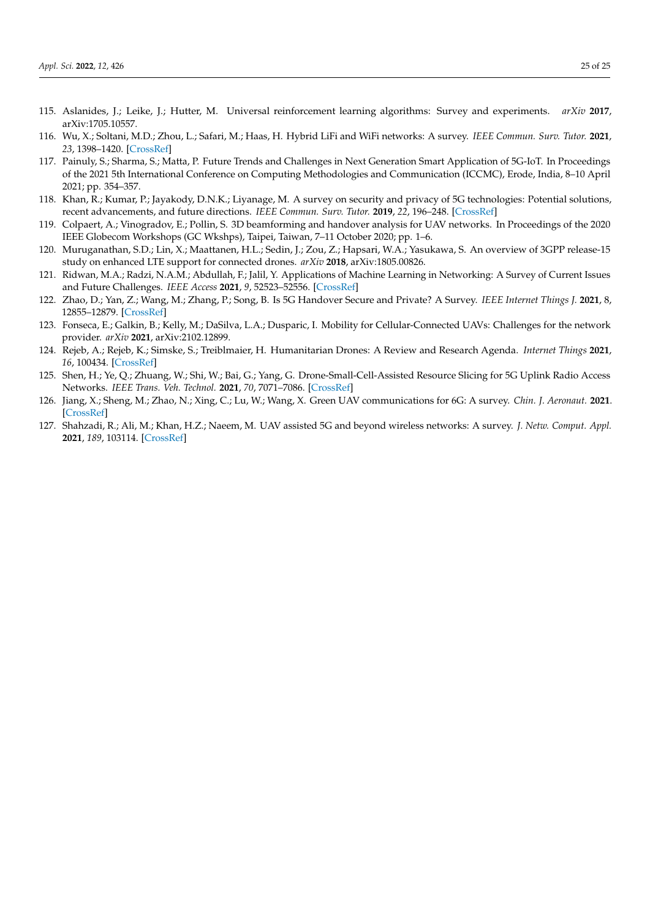115. Aslanides, J.; Leike, J.; Hutter, M. Universal reinforcement learning algorithms: Survey and experiments. *arXiv* **2017**, arXiv:1705.10557.
116. Wu, X.; Soltani, M.D.; Zhou, L.; Safari, M.; Haas, H. Hybrid LiFi and WiFi networks: A survey. *IEEE Commun. Surv. Tutor.* **2021**, *23*, 1398–1420. [CrossRef]
117. Painuly, S.; Sharma, S.; Matta, P. Future Trends and Challenges in Next Generation Smart Application of 5G-IoT. In Proceedings of the 2021 5th International Conference on Computing Methodologies and Communication (ICCMC), Erode, India, 8–10 April 2021; pp. 354–357.
118. Khan, R.; Kumar, P.; Jayakody, D.N.K.; Liyanage, M. A survey on security and privacy of 5G technologies: Potential solutions, recent advancements, and future directions. *IEEE Commun. Surv. Tutor.* **2019**, *22*, 196–248. [CrossRef]
119. Colpaert, A.; Vinogradov, E.; Pollin, S. 3D beamforming and handover analysis for UAV networks. In Proceedings of the 2020 IEEE Globecom Workshops (GC Wkshps), Taipei, Taiwan, 7–11 October 2020; pp. 1–6.
120. Muruganathan, S.D.; Lin, X.; Maattanen, H.L.; Sedin, J.; Zou, Z.; Hapsari, W.A.; Yasukawa, S. An overview of 3GPP release-15 study on enhanced LTE support for connected drones. *arXiv* **2018**, arXiv:1805.00826.
121. Ridwan, M.A.; Radzi, N.A.M.; Abdullah, F.; Jalil, Y. Applications of Machine Learning in Networking: A Survey of Current Issues and Future Challenges. *IEEE Access* **2021**, *9*, 52523–52556. [CrossRef]
122. Zhao, D.; Yan, Z.; Wang, M.; Zhang, P.; Song, B. Is 5G Handover Secure and Private? A Survey. *IEEE Internet Things J.* **2021**, 8, 12855–12879. [CrossRef]
123. Fonseca, E.; Galkin, B.; Kelly, M.; DaSilva, L.A.; Dusparic, I. Mobility for Cellular-Connected UAVs: Challenges for the network provider. *arXiv* **2021**, arXiv:2102.12899.
124. Rejeb, A.; Rejeb, K.; Simske, S.; Treiblmaier, H. Humanitarian Drones: A Review and Research Agenda. *Internet Things* **2021**, *16*, 100434. [CrossRef]
125. Shen, H.; Ye, Q.; Zhuang, W.; Shi, W.; Bai, G.; Yang, G. Drone-Small-Cell-Assisted Resource Slicing for 5G Uplink Radio Access Networks. *IEEE Trans. Veh. Technol.* **2021**, *70*, 7071–7086. [CrossRef]
126. Jiang, X.; Sheng, M.; Zhao, N.; Xing, C.; Lu, W.; Wang, X. Green UAV communications for 6G: A survey. *Chin. J. Aeronaut.* **2021**. [CrossRef]
127. Shahzadi, R.; Ali, M.; Khan, H.Z.; Naeem, M. UAV assisted 5G and beyond wireless networks: A survey. *J. Netw. Comput. Appl.* **2021**, *189*, 103114. [CrossRef]